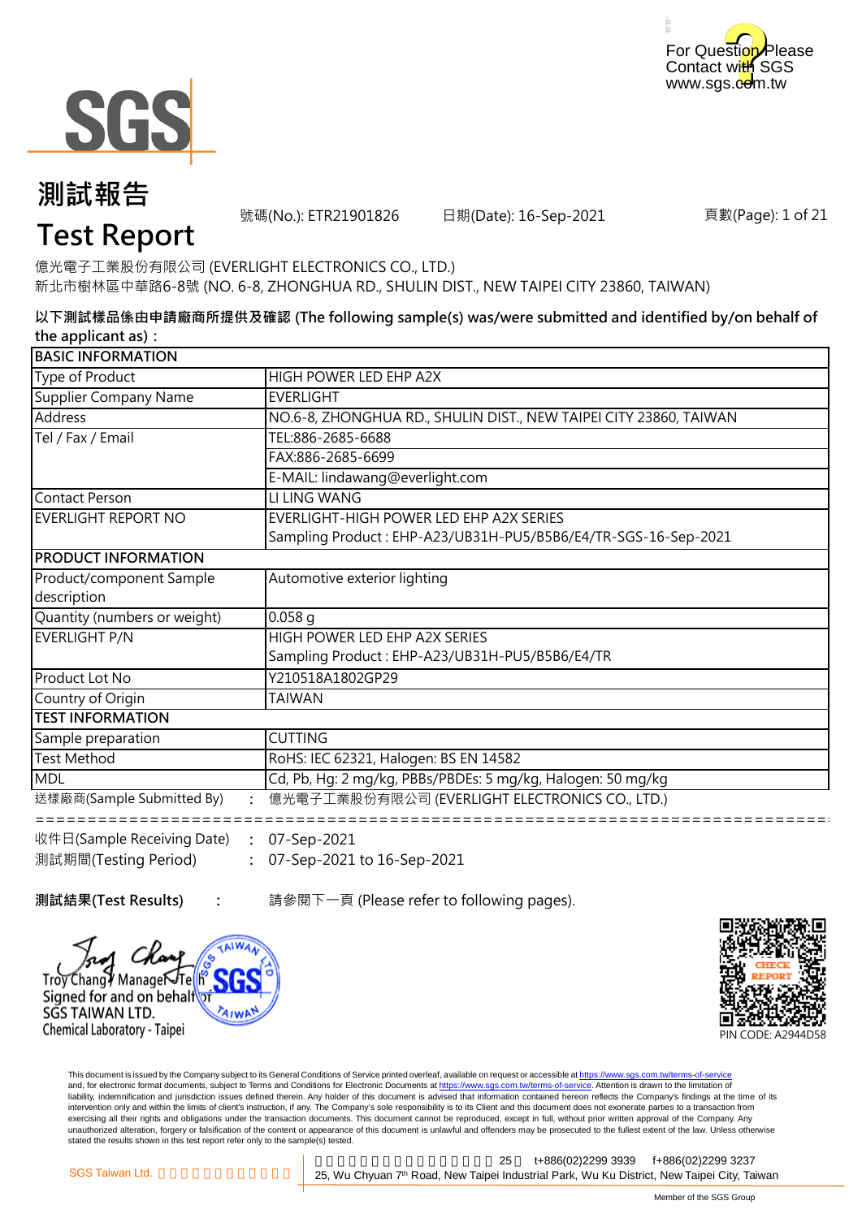For Question Please Contact with SGS
www.sgs.com.tw

# 測試報告
# Test Report

號碼(No.): ETR21901826　　日期(Date): 16-Sep-2021　　頁數(Page): 1 of 21

億光電子工業股份有限公司 (EVERLIGHT ELECTRONICS CO., LTD.)
新北市樹林區中華路6-8號 (NO. 6-8, ZHONGHUA RD., SHULIN DIST., NEW TAIPEI CITY 23860, TAIWAN)

**以下測試樣品係由申請廠商所提供及確認 (The following sample(s) was/were submitted and identified by/on behalf of the applicant as)：**

| BASIC INFORMATION | |
|---|---|
| Type of Product | HIGH POWER LED EHP A2X |
| Supplier Company Name | EVERLIGHT |
| Address | NO.6-8, ZHONGHUA RD., SHULIN DIST., NEW TAIPEI CITY 23860, TAIWAN |
| Tel / Fax / Email | TEL:886-2685-6688 |
| | FAX:886-2685-6699 |
| | E-MAIL: lindawang@everlight.com |
| Contact Person | LI LING WANG |
| EVERLIGHT REPORT NO | EVERLIGHT-HIGH POWER LED EHP A2X SERIES<br>Sampling Product : EHP-A23/UB31H-PU5/B5B6/E4/TR-SGS-16-Sep-2021 |
| **PRODUCT INFORMATION** | |
| Product/component Sample description | Automotive exterior lighting |
| Quantity (numbers or weight) | 0.058 g |
| EVERLIGHT P/N | HIGH POWER LED EHP A2X SERIES<br>Sampling Product : EHP-A23/UB31H-PU5/B5B6/E4/TR |
| Product Lot No | Y210518A1802GP29 |
| Country of Origin | TAIWAN |
| **TEST INFORMATION** | |
| Sample preparation | CUTTING |
| Test Method | RoHS: IEC 62321, Halogen: BS EN 14582 |
| MDL | Cd, Pb, Hg: 2 mg/kg, PBBs/PBDEs: 5 mg/kg, Halogen: 50 mg/kg |

送樣廠商(Sample Submitted By)　:　億光電子工業股份有限公司 (EVERLIGHT ELECTRONICS CO., LTD.)

===========================================================================

收件日(Sample Receiving Date)　:　07-Sep-2021
測試期間(Testing Period)　:　07-Sep-2021 to 16-Sep-2021

**測試結果(Test Results)**　:　請參閱下一頁 (Please refer to following pages).

Troy Chang / Manager-Tech
Signed for and on behalf of
SGS TAIWAN LTD.
Chemical Laboratory - Taipei

PIN CODE: A2944D58

This document is issued by the Company subject to its General Conditions of Service printed overleaf, available on request or accessible at https://www.sgs.com.tw/terms-of-service and, for electronic format documents, subject to Terms and Conditions for Electronic Documents at https://www.sgs.com.tw/terms-of-service. Attention is drawn to the limitation of liability, indemnification and jurisdiction issues defined therein. Any holder of this document is advised that information contained hereon reflects the Company's findings at the time of its intervention only and within the limits of client's instruction, if any. The Company's sole responsibility is to its Client and this document does not exonerate parties to a transaction from exercising all their rights and obligations under the transaction documents. This document cannot be reproduced, except in full, without prior written approval of the Company. Any unauthorized alteration, forgery or falsification of the content or appearance of this document is unlawful and offenders may be prosecuted to the fullest extent of the law. Unless otherwise stated the results shown in this test report refer only to the sample(s) tested.

SGS Taiwan Ltd. 　25　t+886(02)2299 3939　f+886(02)2299 3237
25, Wu Chyuan 7th Road, New Taipei Industrial Park, Wu Ku District, New Taipei City, Taiwan

Member of the SGS Group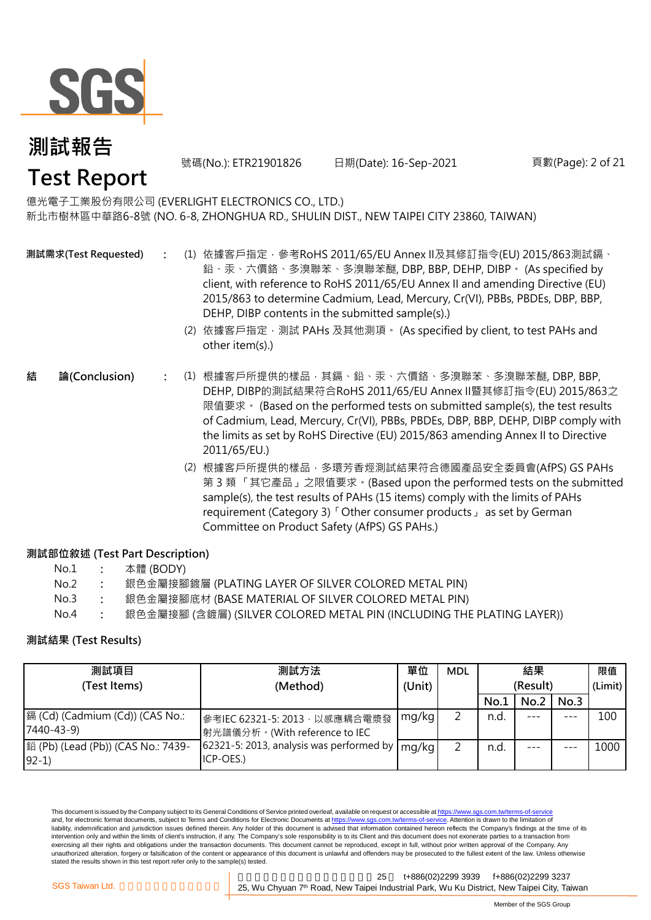# 測試報告

# Test Report

號碼(No.): ETR21901826 日期(Date): 16-Sep-2021

億光電子工業股份有限公司 (EVERLIGHT ELECTRONICS CO., LTD.)
新北市樹林區中華路6-8號 (NO. 6-8, ZHONGHUA RD., SHULIN DIST., NEW TAIPEI CITY 23860, TAIWAN)

**測試需求(Test Requested)** :

(1) 依據客戶指定，參考RoHS 2011/65/EU Annex II及其修訂指令(EU) 2015/863測試鎘、鉛、汞、六價鉻、多溴聯苯、多溴聯苯醚, DBP, BBP, DEHP, DIBP。 (As specified by client, with reference to RoHS 2011/65/EU Annex II and amending Directive (EU) 2015/863 to determine Cadmium, Lead, Mercury, Cr(VI), PBBs, PBDEs, DBP, BBP, DEHP, DIBP contents in the submitted sample(s).)

(2) 依據客戶指定，測試 PAHs 及其他測項。 (As specified by client, to test PAHs and other item(s).)

**結 論(Conclusion)** :

(1) 根據客戶所提供的樣品，其鎘、鉛、汞、六價鉻、多溴聯苯、多溴聯苯醚, DBP, BBP, DEHP, DIBP的測試結果符合RoHS 2011/65/EU Annex II暨其修訂指令(EU) 2015/863之限值要求。 (Based on the performed tests on submitted sample(s), the test results of Cadmium, Lead, Mercury, Cr(VI), PBBs, PBDEs, DBP, BBP, DEHP, DIBP comply with the limits as set by RoHS Directive (EU) 2015/863 amending Annex II to Directive 2011/65/EU.)

(2) 根據客戶所提供的樣品，多環芳香烴測試結果符合德國產品安全委員會(AfPS) GS PAHs 第 3 類 「其它產品」之限值要求。(Based upon the performed tests on the submitted sample(s), the test results of PAHs (15 items) comply with the limits of PAHs requirement (Category 3)「Other consumer products」 as set by German Committee on Product Safety (AfPS) GS PAHs.)

**測試部位敘述 (Test Part Description)**

No.1 : 本體 (BODY)
No.2 : 銀色金屬接腳鍍層 (PLATING LAYER OF SILVER COLORED METAL PIN)
No.3 : 銀色金屬接腳底材 (BASE MATERIAL OF SILVER COLORED METAL PIN)
No.4 : 銀色金屬接腳 (含鍍層) (SILVER COLORED METAL PIN (INCLUDING THE PLATING LAYER))

**測試結果 (Test Results)**

| 測試項目 (Test Items) | 測試方法 (Method) | 單位 (Unit) | MDL | 結果 (Result) | | | 限值 (Limit) |
|---|---|---|---|---|---|---|---|
| | | | | No.1 | No.2 | No.3 | |
| 鎘 (Cd) (Cadmium (Cd)) (CAS No.: 7440-43-9) | 參考IEC 62321-5: 2013，以感應耦合電漿發射光譜儀分析。(With reference to IEC 62321-5: 2013, analysis was performed by ICP-OES.) | mg/kg | 2 | n.d. | --- | --- | 100 |
| 鉛 (Pb) (Lead (Pb)) (CAS No.: 7439-92-1) | | mg/kg | 2 | n.d. | --- | --- | 1000 |

This document is issued by the Company subject to its General Conditions of Service printed overleaf, available on request or accessible at https://www.sgs.com.tw/terms-of-service and, for electronic format documents, subject to Terms and Conditions for Electronic Documents at https://www.sgs.com.tw/terms-of-service. Attention is drawn to the limitation of liability, indemnification and jurisdiction issues defined therein. Any holder of this document is advised that information contained hereon reflects the Company's findings at the time of its intervention only and within the limits of client's instruction, if any. The Company's sole responsibility is to its Client and this document does not exonerate parties to a transaction from exercising all their rights and obligations under the transaction documents. This document cannot be reproduced, except in full, without prior written approval of the Company. Any unauthorized alteration, forgery or falsification of the content or appearance of this document is unlawful and offenders may be prosecuted to the fullest extent of the law. Unless otherwise stated the results shown in this test report refer only to the sample(s) tested.

SGS Taiwan Ltd. t+886(02)2299 3939 f+886(02)2299 3237
25, Wu Chyuan 7th Road, New Taipei Industrial Park, Wu Ku District, New Taipei City, Taiwan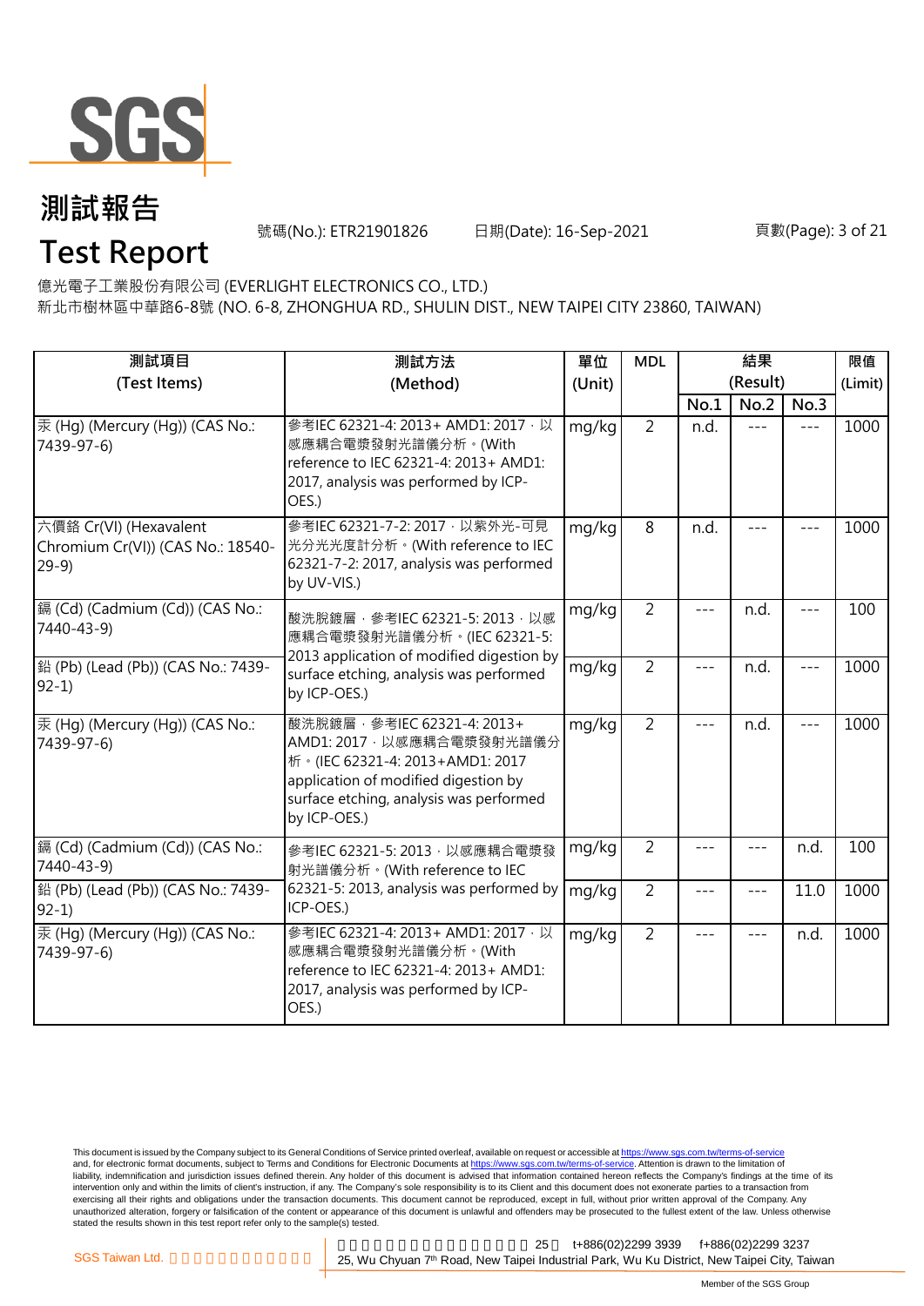# 測試報告

# Test Report

號碼(No.): ETR21901826　　日期(Date): 16-Sep-2021

億光電子工業股份有限公司 (EVERLIGHT ELECTRONICS CO., LTD.)
新北市樹林區中華路6-8號 (NO. 6-8, ZHONGHUA RD., SHULIN DIST., NEW TAIPEI CITY 23860, TAIWAN)

| 測試項目 (Test Items) | 測試方法 (Method) | 單位 (Unit) | MDL | 結果 (Result) | | | 限值 (Limit) |
|---|---|---|---|---|---|---|---|
| | | | | No.1 | No.2 | No.3 | |
| 汞 (Hg) (Mercury (Hg)) (CAS No.: 7439-97-6) | 參考IEC 62321-4: 2013+ AMD1: 2017，以感應耦合電漿發射光譜儀分析。(With reference to IEC 62321-4: 2013+ AMD1: 2017, analysis was performed by ICP-OES.) | mg/kg | 2 | n.d. | --- | --- | 1000 |
| 六價鉻 Cr(VI) (Hexavalent Chromium Cr(VI)) (CAS No.: 18540-29-9) | 參考IEC 62321-7-2: 2017，以紫外光-可見光分光光度計分析。(With reference to IEC 62321-7-2: 2017, analysis was performed by UV-VIS.) | mg/kg | 8 | n.d. | --- | --- | 1000 |
| 鎘 (Cd) (Cadmium (Cd)) (CAS No.: 7440-43-9) | 酸洗脫鍍層，參考IEC 62321-5: 2013，以感應耦合電漿發射光譜儀分析。(IEC 62321-5: 2013 application of modified digestion by surface etching, analysis was performed by ICP-OES.) | mg/kg | 2 | --- | n.d. | --- | 100 |
| 鉛 (Pb) (Lead (Pb)) (CAS No.: 7439-92-1) | 酸洗脫鍍層，參考IEC 62321-5: 2013，以感應耦合電漿發射光譜儀分析。(IEC 62321-5: 2013 application of modified digestion by surface etching, analysis was performed by ICP-OES.) | mg/kg | 2 | --- | n.d. | --- | 1000 |
| 汞 (Hg) (Mercury (Hg)) (CAS No.: 7439-97-6) | 酸洗脫鍍層，參考IEC 62321-4: 2013+ AMD1: 2017，以感應耦合電漿發射光譜儀分析。(IEC 62321-4: 2013+AMD1: 2017 application of modified digestion by surface etching, analysis was performed by ICP-OES.) | mg/kg | 2 | --- | n.d. | --- | 1000 |
| 鎘 (Cd) (Cadmium (Cd)) (CAS No.: 7440-43-9) | 參考IEC 62321-5: 2013，以感應耦合電漿發射光譜儀分析。(With reference to IEC 62321-5: 2013, analysis was performed by ICP-OES.) | mg/kg | 2 | --- | --- | n.d. | 100 |
| 鉛 (Pb) (Lead (Pb)) (CAS No.: 7439-92-1) | 參考IEC 62321-5: 2013，以感應耦合電漿發射光譜儀分析。(With reference to IEC 62321-5: 2013, analysis was performed by ICP-OES.) | mg/kg | 2 | --- | --- | 11.0 | 1000 |
| 汞 (Hg) (Mercury (Hg)) (CAS No.: 7439-97-6) | 參考IEC 62321-4: 2013+ AMD1: 2017，以感應耦合電漿發射光譜儀分析。(With reference to IEC 62321-4: 2013+ AMD1: 2017, analysis was performed by ICP-OES.) | mg/kg | 2 | --- | --- | n.d. | 1000 |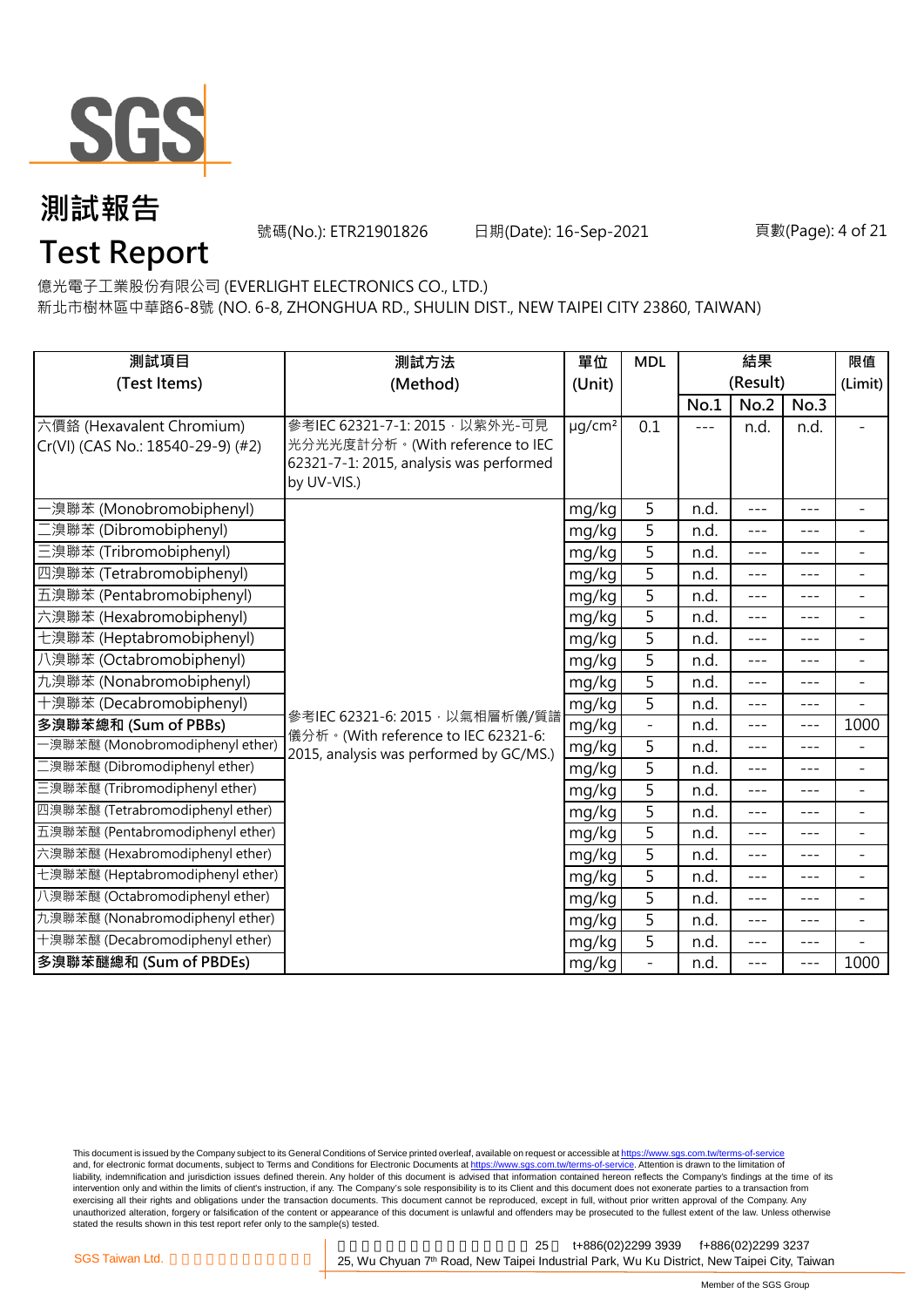# 測試報告

# Test Report

號碼(No.): ETR21901826　　日期(Date): 16-Sep-2021

億光電子工業股份有限公司 (EVERLIGHT ELECTRONICS CO., LTD.)

新北市樹林區中華路6-8號 (NO. 6-8, ZHONGHUA RD., SHULIN DIST., NEW TAIPEI CITY 23860, TAIWAN)

| 測試項目 (Test Items) | 測試方法 (Method) | 單位 (Unit) | MDL | 結果 (Result) | | | 限值 (Limit) |
|---|---|---|---|---|---|---|---|
| | | | | No.1 | No.2 | No.3 | |
| 六價鉻 (Hexavalent Chromium) Cr(VI) (CAS No.: 18540-29-9) (#2) | 參考IEC 62321-7-1: 2015，以紫外光-可見光分光光度計分析。(With reference to IEC 62321-7-1: 2015, analysis was performed by UV-VIS.) | μg/cm² | 0.1 | --- | n.d. | n.d. | - |
| 一溴聯苯 (Monobromobiphenyl) | 參考IEC 62321-6: 2015，以氣相層析儀/質譜儀分析。(With reference to IEC 62321-6: 2015, analysis was performed by GC/MS.) | mg/kg | 5 | n.d. | --- | --- | - |
| 二溴聯苯 (Dibromobiphenyl) | | mg/kg | 5 | n.d. | --- | --- | - |
| 三溴聯苯 (Tribromobiphenyl) | | mg/kg | 5 | n.d. | --- | --- | - |
| 四溴聯苯 (Tetrabromobiphenyl) | | mg/kg | 5 | n.d. | --- | --- | - |
| 五溴聯苯 (Pentabromobiphenyl) | | mg/kg | 5 | n.d. | --- | --- | - |
| 六溴聯苯 (Hexabromobiphenyl) | | mg/kg | 5 | n.d. | --- | --- | - |
| 七溴聯苯 (Heptabromobiphenyl) | | mg/kg | 5 | n.d. | --- | --- | - |
| 八溴聯苯 (Octabromobiphenyl) | | mg/kg | 5 | n.d. | --- | --- | - |
| 九溴聯苯 (Nonabromobiphenyl) | | mg/kg | 5 | n.d. | --- | --- | - |
| 十溴聯苯 (Decabromobiphenyl) | | mg/kg | 5 | n.d. | --- | --- | - |
| **多溴聯苯總和 (Sum of PBBs)** | | mg/kg | - | n.d. | --- | --- | 1000 |
| 一溴聯苯醚 (Monobromodiphenyl ether) | | mg/kg | 5 | n.d. | --- | --- | - |
| 二溴聯苯醚 (Dibromodiphenyl ether) | | mg/kg | 5 | n.d. | --- | --- | - |
| 三溴聯苯醚 (Tribromodiphenyl ether) | | mg/kg | 5 | n.d. | --- | --- | - |
| 四溴聯苯醚 (Tetrabromodiphenyl ether) | | mg/kg | 5 | n.d. | --- | --- | - |
| 五溴聯苯醚 (Pentabromodiphenyl ether) | | mg/kg | 5 | n.d. | --- | --- | - |
| 六溴聯苯醚 (Hexabromodiphenyl ether) | | mg/kg | 5 | n.d. | --- | --- | - |
| 七溴聯苯醚 (Heptabromodiphenyl ether) | | mg/kg | 5 | n.d. | --- | --- | - |
| 八溴聯苯醚 (Octabromodiphenyl ether) | | mg/kg | 5 | n.d. | --- | --- | - |
| 九溴聯苯醚 (Nonabromodiphenyl ether) | | mg/kg | 5 | n.d. | --- | --- | - |
| 十溴聯苯醚 (Decabromodiphenyl ether) | | mg/kg | 5 | n.d. | --- | --- | - |
| **多溴聯苯醚總和 (Sum of PBDEs)** | | mg/kg | - | n.d. | --- | --- | 1000 |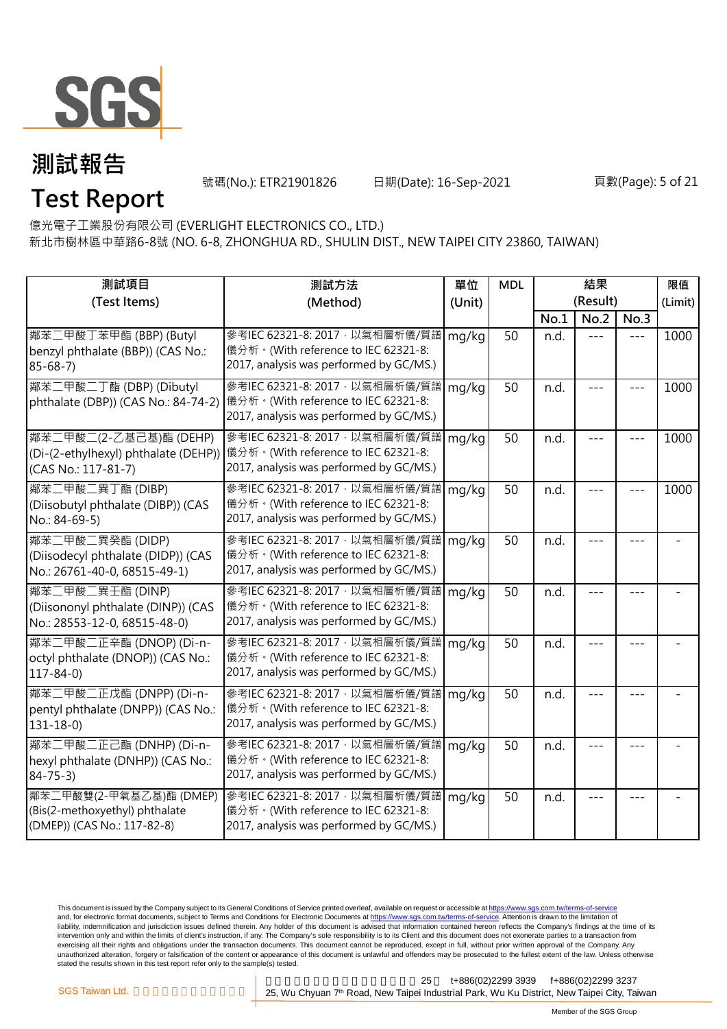# 測試報告
# Test Report

號碼(No.): ETR21901826　　日期(Date): 16-Sep-2021

億光電子工業股份有限公司 (EVERLIGHT ELECTRONICS CO., LTD.)
新北市樹林區中華路6-8號 (NO. 6-8, ZHONGHUA RD., SHULIN DIST., NEW TAIPEI CITY 23860, TAIWAN)

| 測試項目 (Test Items) | 測試方法 (Method) | 單位 (Unit) | MDL | 結果 (Result) | | | 限值 (Limit) |
|---|---|---|---|---|---|---|---|
| | | | | No.1 | No.2 | No.3 | |
| 鄰苯二甲酸丁苯甲酯 (BBP) (Butyl benzyl phthalate (BBP)) (CAS No.: 85-68-7) | 參考IEC 62321-8: 2017，以氣相層析儀/質譜儀分析。(With reference to IEC 62321-8: 2017, analysis was performed by GC/MS.) | mg/kg | 50 | n.d. | --- | --- | 1000 |
| 鄰苯二甲酸二丁酯 (DBP) (Dibutyl phthalate (DBP)) (CAS No.: 84-74-2) | 參考IEC 62321-8: 2017，以氣相層析儀/質譜儀分析。(With reference to IEC 62321-8: 2017, analysis was performed by GC/MS.) | mg/kg | 50 | n.d. | --- | --- | 1000 |
| 鄰苯二甲酸二(2-乙基己基)酯 (DEHP) (Di-(2-ethylhexyl) phthalate (DEHP)) (CAS No.: 117-81-7) | 參考IEC 62321-8: 2017，以氣相層析儀/質譜儀分析。(With reference to IEC 62321-8: 2017, analysis was performed by GC/MS.) | mg/kg | 50 | n.d. | --- | --- | 1000 |
| 鄰苯二甲酸二異丁酯 (DIBP) (Diisobutyl phthalate (DIBP)) (CAS No.: 84-69-5) | 參考IEC 62321-8: 2017，以氣相層析儀/質譜儀分析。(With reference to IEC 62321-8: 2017, analysis was performed by GC/MS.) | mg/kg | 50 | n.d. | --- | --- | 1000 |
| 鄰苯二甲酸二異癸酯 (DIDP) (Diisodecyl phthalate (DIDP)) (CAS No.: 26761-40-0, 68515-49-1) | 參考IEC 62321-8: 2017，以氣相層析儀/質譜儀分析。(With reference to IEC 62321-8: 2017, analysis was performed by GC/MS.) | mg/kg | 50 | n.d. | --- | --- | - |
| 鄰苯二甲酸二異壬酯 (DINP) (Diisononyl phthalate (DINP)) (CAS No.: 28553-12-0, 68515-48-0) | 參考IEC 62321-8: 2017，以氣相層析儀/質譜儀分析。(With reference to IEC 62321-8: 2017, analysis was performed by GC/MS.) | mg/kg | 50 | n.d. | --- | --- | - |
| 鄰苯二甲酸二正辛酯 (DNOP) (Di-n-octyl phthalate (DNOP)) (CAS No.: 117-84-0) | 參考IEC 62321-8: 2017，以氣相層析儀/質譜儀分析。(With reference to IEC 62321-8: 2017, analysis was performed by GC/MS.) | mg/kg | 50 | n.d. | --- | --- | - |
| 鄰苯二甲酸二正戊酯 (DNPP) (Di-n-pentyl phthalate (DNPP)) (CAS No.: 131-18-0) | 參考IEC 62321-8: 2017，以氣相層析儀/質譜儀分析。(With reference to IEC 62321-8: 2017, analysis was performed by GC/MS.) | mg/kg | 50 | n.d. | --- | --- | - |
| 鄰苯二甲酸二正己酯 (DNHP) (Di-n-hexyl phthalate (DNHP)) (CAS No.: 84-75-3) | 參考IEC 62321-8: 2017，以氣相層析儀/質譜儀分析。(With reference to IEC 62321-8: 2017, analysis was performed by GC/MS.) | mg/kg | 50 | n.d. | --- | --- | - |
| 鄰苯二甲酸雙(2-甲氧基乙基)酯 (DMEP) (Bis(2-methoxyethyl) phthalate (DMEP)) (CAS No.: 117-82-8) | 參考IEC 62321-8: 2017，以氣相層析儀/質譜儀分析。(With reference to IEC 62321-8: 2017, analysis was performed by GC/MS.) | mg/kg | 50 | n.d. | --- | --- | - |

This document is issued by the Company subject to its General Conditions of Service printed overleaf, available on request or accessible at https://www.sgs.com.tw/terms-of-service and, for electronic format documents, subject to Terms and Conditions for Electronic Documents at https://www.sgs.com.tw/terms-of-service. Attention is drawn to the limitation of liability, indemnification and jurisdiction issues defined therein. Any holder of this document is advised that information contained hereon reflects the Company's findings at the time of its intervention only and within the limits of client's instruction, if any. The Company's sole responsibility is to its Client and this document does not exonerate parties to a transaction from exercising all their rights and obligations under the transaction documents. This document cannot be reproduced, except in full, without prior written approval of the Company. Any unauthorized alteration, forgery or falsification of the content or appearance of this document is unlawful and offenders may be prosecuted to the fullest extent of the law. Unless otherwise stated the results shown in this test report refer only to the sample(s) tested.

SGS Taiwan Ltd. | 25 t+886(02)2299 3939 f+886(02)2299 3237 | 25, Wu Chyuan 7th Road, New Taipei Industrial Park, Wu Ku District, New Taipei City, Taiwan

Member of the SGS Group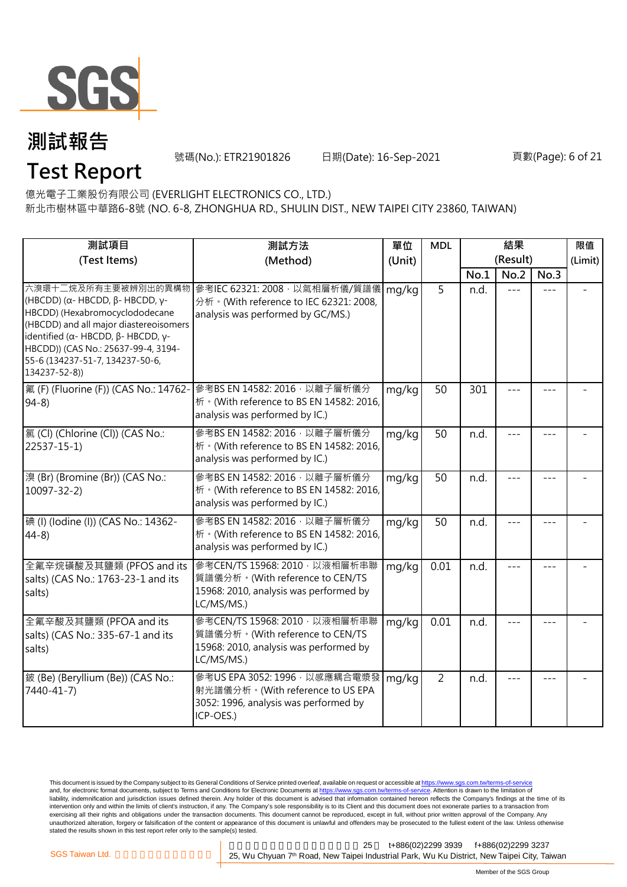# 測試報告
# Test Report

號碼(No.): ETR21901826　　日期(Date): 16-Sep-2021

億光電子工業股份有限公司 (EVERLIGHT ELECTRONICS CO., LTD.)
新北市樹林區中華路6-8號 (NO. 6-8, ZHONGHUA RD., SHULIN DIST., NEW TAIPEI CITY 23860, TAIWAN)

| 測試項目 (Test Items) | 測試方法 (Method) | 單位 (Unit) | MDL | 結果 (Result) | | | 限值 (Limit) |
|---|---|---|---|---|---|---|---|
| | | | | No.1 | No.2 | No.3 | |
| 六溴環十二烷及所有主要被辨別出的異構物 (HBCDD) (α- HBCDD, β- HBCDD, γ- HBCDD) (Hexabromocyclododecane (HBCDD) and all major diastereoisomers identified (α- HBCDD, β- HBCDD, γ- HBCDD)) (CAS No.: 25637-99-4, 3194-55-6 (134237-51-7, 134237-50-6, 134237-52-8)) | 參考IEC 62321: 2008，以氣相層析儀/質譜儀分析。(With reference to IEC 62321: 2008, analysis was performed by GC/MS.) | mg/kg | 5 | n.d. | --- | --- | - |
| 氟 (F) (Fluorine (F)) (CAS No.: 14762-94-8) | 參考BS EN 14582: 2016，以離子層析儀分析。(With reference to BS EN 14582: 2016, analysis was performed by IC.) | mg/kg | 50 | 301 | --- | --- | - |
| 氯 (Cl) (Chlorine (Cl)) (CAS No.: 22537-15-1) | 參考BS EN 14582: 2016，以離子層析儀分析。(With reference to BS EN 14582: 2016, analysis was performed by IC.) | mg/kg | 50 | n.d. | --- | --- | - |
| 溴 (Br) (Bromine (Br)) (CAS No.: 10097-32-2) | 參考BS EN 14582: 2016，以離子層析儀分析。(With reference to BS EN 14582: 2016, analysis was performed by IC.) | mg/kg | 50 | n.d. | --- | --- | - |
| 碘 (I) (Iodine (I)) (CAS No.: 14362-44-8) | 參考BS EN 14582: 2016，以離子層析儀分析。(With reference to BS EN 14582: 2016, analysis was performed by IC.) | mg/kg | 50 | n.d. | --- | --- | - |
| 全氟辛烷磺酸及其鹽類 (PFOS and its salts) (CAS No.: 1763-23-1 and its salts) | 參考CEN/TS 15968: 2010，以液相層析串聯質譜儀分析。(With reference to CEN/TS 15968: 2010, analysis was performed by LC/MS/MS.) | mg/kg | 0.01 | n.d. | --- | --- | - |
| 全氟辛酸及其鹽類 (PFOA and its salts) (CAS No.: 335-67-1 and its salts) | 參考CEN/TS 15968: 2010，以液相層析串聯質譜儀分析。(With reference to CEN/TS 15968: 2010, analysis was performed by LC/MS/MS.) | mg/kg | 0.01 | n.d. | --- | --- | - |
| 鈹 (Be) (Beryllium (Be)) (CAS No.: 7440-41-7) | 參考US EPA 3052: 1996，以感應耦合電漿發射光譜儀分析。(With reference to US EPA 3052: 1996, analysis was performed by ICP-OES.) | mg/kg | 2 | n.d. | --- | --- | - |

This document is issued by the Company subject to its General Conditions of Service printed overleaf, available on request or accessible at https://www.sgs.com.tw/terms-of-service and, for electronic format documents, subject to Terms and Conditions for Electronic Documents at https://www.sgs.com.tw/terms-of-service. Attention is drawn to the limitation of liability, indemnification and jurisdiction issues defined therein. Any holder of this document is advised that information contained hereon reflects the Company's findings at the time of its intervention only and within the limits of client's instruction, if any. The Company's sole responsibility is to its Client and this document does not exonerate parties to a transaction from exercising all their rights and obligations under the transaction documents. This document cannot be reproduced, except in full, without prior written approval of the Company. Any unauthorized alteration, forgery or falsification of the content or appearance of this document is unlawful and offenders may be prosecuted to the fullest extent of the law. Unless otherwise stated the results shown in this test report refer only to the sample(s) tested.

SGS Taiwan Ltd. | 25, Wu Chyuan 7th Road, New Taipei Industrial Park, Wu Ku District, New Taipei City, Taiwan | t+886(02)2299 3939 f+886(02)2299 3237

Member of the SGS Group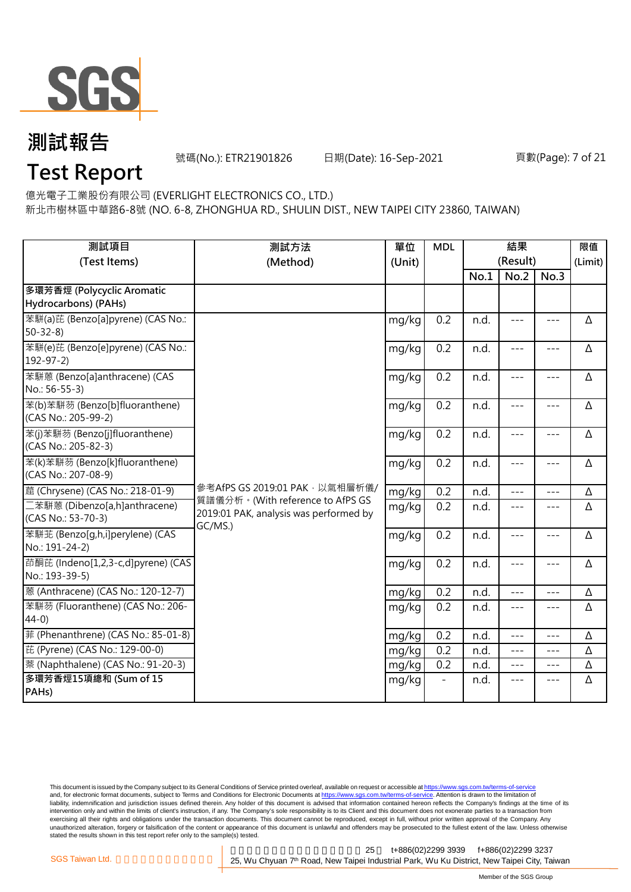# 測試報告
# Test Report

號碼(No.): ETR21901826　　日期(Date): 16-Sep-2021

億光電子工業股份有限公司 (EVERLIGHT ELECTRONICS CO., LTD.)
新北市樹林區中華路6-8號 (NO. 6-8, ZHONGHUA RD., SHULIN DIST., NEW TAIPEI CITY 23860, TAIWAN)

| 測試項目 (Test Items) | 測試方法 (Method) | 單位 (Unit) | MDL | 結果 (Result) | | | 限值 (Limit) |
|---|---|---|---|---|---|---|---|
| | | | | No.1 | No.2 | No.3 | |
| **多環芳香烴 (Polycyclic Aromatic Hydrocarbons) (PAHs)** | | | | | | | |
| 苯駢(a)芘 (Benzo[a]pyrene) (CAS No.: 50-32-8) | 參考AfPS GS 2019:01 PAK，以氣相層析儀/質譜儀分析。(With reference to AfPS GS 2019:01 PAK, analysis was performed by GC/MS.) | mg/kg | 0.2 | n.d. | --- | --- | Δ |
| 苯駢(e)芘 (Benzo[e]pyrene) (CAS No.: 192-97-2) | | mg/kg | 0.2 | n.d. | --- | --- | Δ |
| 苯駢蒽 (Benzo[a]anthracene) (CAS No.: 56-55-3) | | mg/kg | 0.2 | n.d. | --- | --- | Δ |
| 苯(b)苯駢芴 (Benzo[b]fluoranthene) (CAS No.: 205-99-2) | | mg/kg | 0.2 | n.d. | --- | --- | Δ |
| 苯(j)苯駢芴 (Benzo[j]fluoranthene) (CAS No.: 205-82-3) | | mg/kg | 0.2 | n.d. | --- | --- | Δ |
| 苯(k)苯駢芴 (Benzo[k]fluoranthene) (CAS No.: 207-08-9) | | mg/kg | 0.2 | n.d. | --- | --- | Δ |
| 䓛 (Chrysene) (CAS No.: 218-01-9) | | mg/kg | 0.2 | n.d. | --- | --- | Δ |
| 二苯駢蒽 (Dibenzo[a,h]anthracene) (CAS No.: 53-70-3) | | mg/kg | 0.2 | n.d. | --- | --- | Δ |
| 苯駢苝 (Benzo[g,h,i]perylene) (CAS No.: 191-24-2) | | mg/kg | 0.2 | n.d. | --- | --- | Δ |
| 茚酮芘 (Indeno[1,2,3-c,d]pyrene) (CAS No.: 193-39-5) | | mg/kg | 0.2 | n.d. | --- | --- | Δ |
| 蒽 (Anthracene) (CAS No.: 120-12-7) | | mg/kg | 0.2 | n.d. | --- | --- | Δ |
| 苯駢芴 (Fluoranthene) (CAS No.: 206-44-0) | | mg/kg | 0.2 | n.d. | --- | --- | Δ |
| 菲 (Phenanthrene) (CAS No.: 85-01-8) | | mg/kg | 0.2 | n.d. | --- | --- | Δ |
| 芘 (Pyrene) (CAS No.: 129-00-0) | | mg/kg | 0.2 | n.d. | --- | --- | Δ |
| 萘 (Naphthalene) (CAS No.: 91-20-3) | | mg/kg | 0.2 | n.d. | --- | --- | Δ |
| **多環芳香烴15項總和 (Sum of 15 PAHs)** | | mg/kg | - | n.d. | --- | --- | Δ |

This document is issued by the Company subject to its General Conditions of Service printed overleaf, available on request or accessible at https://www.sgs.com.tw/terms-of-service and, for electronic format documents, subject to Terms and Conditions for Electronic Documents at https://www.sgs.com.tw/terms-of-service. Attention is drawn to the limitation of liability, indemnification and jurisdiction issues defined therein. Any holder of this document is advised that information contained hereon reflects the Company's findings at the time of its intervention only and within the limits of client's instruction, if any. The Company's sole responsibility is to its Client and this document does not exonerate parties to a transaction from exercising all their rights and obligations under the transaction documents. This document cannot be reproduced, except in full, without prior written approval of the Company. Any unauthorized alteration, forgery or falsification of the content or appearance of this document is unlawful and offenders may be prosecuted to the fullest extent of the law. Unless otherwise stated the results shown in this test report refer only to the sample(s) tested.

SGS Taiwan Ltd. 25, Wu Chyuan 7th Road, New Taipei Industrial Park, Wu Ku District, New Taipei City, Taiwan t+886(02)2299 3939 f+886(02)2299 3237

Member of the SGS Group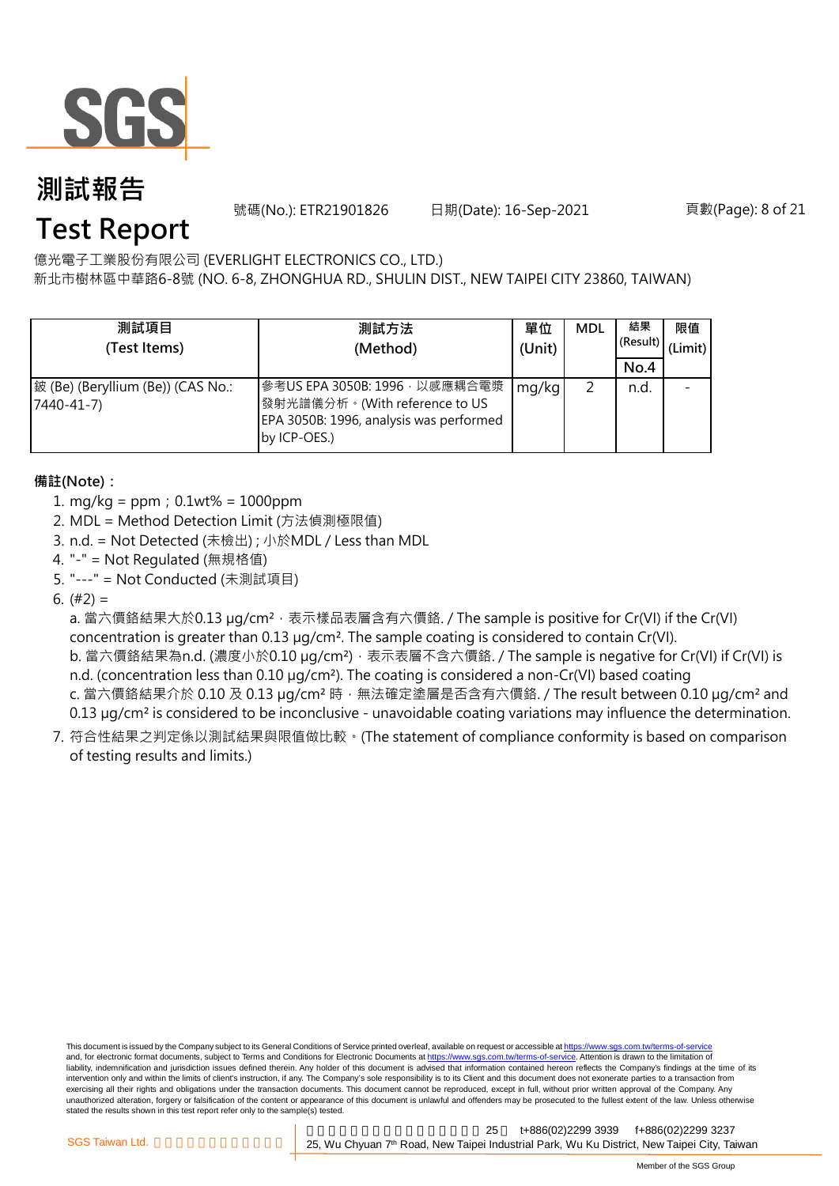# 測試報告

# Test Report

號碼(No.): ETR21901826　　日期(Date): 16-Sep-2021

億光電子工業股份有限公司 (EVERLIGHT ELECTRONICS CO., LTD.)
新北市樹林區中華路6-8號 (NO. 6-8, ZHONGHUA RD., SHULIN DIST., NEW TAIPEI CITY 23860, TAIWAN)

| 測試項目 (Test Items) | 測試方法 (Method) | 單位 (Unit) | MDL | 結果 (Result) | 限值 (Limit) |
|---|---|---|---|---|---|
| | | | | No.4 | |
| 鈹 (Be) (Beryllium (Be)) (CAS No.: 7440-41-7) | 參考US EPA 3050B: 1996，以感應耦合電漿發射光譜儀分析。(With reference to US EPA 3050B: 1996, analysis was performed by ICP-OES.) | mg/kg | 2 | n.d. | - |

**備註(Note)：**

1. mg/kg = ppm；0.1wt% = 1000ppm
2. MDL = Method Detection Limit (方法偵測極限值)
3. n.d. = Not Detected (未檢出)；小於MDL / Less than MDL
4. "-" = Not Regulated (無規格值)
5. "---" = Not Conducted (未測試項目)
6. (#2) =
   a. 當六價鉻結果大於0.13 μg/cm²，表示樣品表層含有六價鉻. / The sample is positive for Cr(VI) if the Cr(VI) concentration is greater than 0.13 μg/cm². The sample coating is considered to contain Cr(VI).
   b. 當六價鉻結果為n.d. (濃度小於0.10 μg/cm²)，表示表層不含六價鉻. / The sample is negative for Cr(VI) if Cr(VI) is n.d. (concentration less than 0.10 μg/cm²). The coating is considered a non-Cr(VI) based coating
   c. 當六價鉻結果介於 0.10 及 0.13 μg/cm² 時，無法確定塗層是否含有六價鉻. / The result between 0.10 μg/cm² and 0.13 μg/cm² is considered to be inconclusive - unavoidable coating variations may influence the determination.
7. 符合性結果之判定係以測試結果與限值做比較。(The statement of compliance conformity is based on comparison of testing results and limits.)

This document is issued by the Company subject to its General Conditions of Service printed overleaf, available on request or accessible at https://www.sgs.com.tw/terms-of-service and, for electronic format documents, subject to Terms and Conditions for Electronic Documents at https://www.sgs.com.tw/terms-of-service. Attention is drawn to the limitation of liability, indemnification and jurisdiction issues defined therein. Any holder of this document is advised that information contained hereon reflects the Company's findings at the time of its intervention only and within the limits of client's instruction, if any. The Company's sole responsibility is to its Client and this document does not exonerate parties to a transaction from exercising all their rights and obligations under the transaction documents. This document cannot be reproduced, except in full, without prior written approval of the Company. Any unauthorized alteration, forgery or falsification of the content or appearance of this document is unlawful and offenders may be prosecuted to the fullest extent of the law. Unless otherwise stated the results shown in this test report refer only to the sample(s) tested.

SGS Taiwan Ltd. 25, Wu Chyuan 7th Road, New Taipei Industrial Park, Wu Ku District, New Taipei City, Taiwan　t+886(02)2299 3939　f+886(02)2299 3237

Member of the SGS Group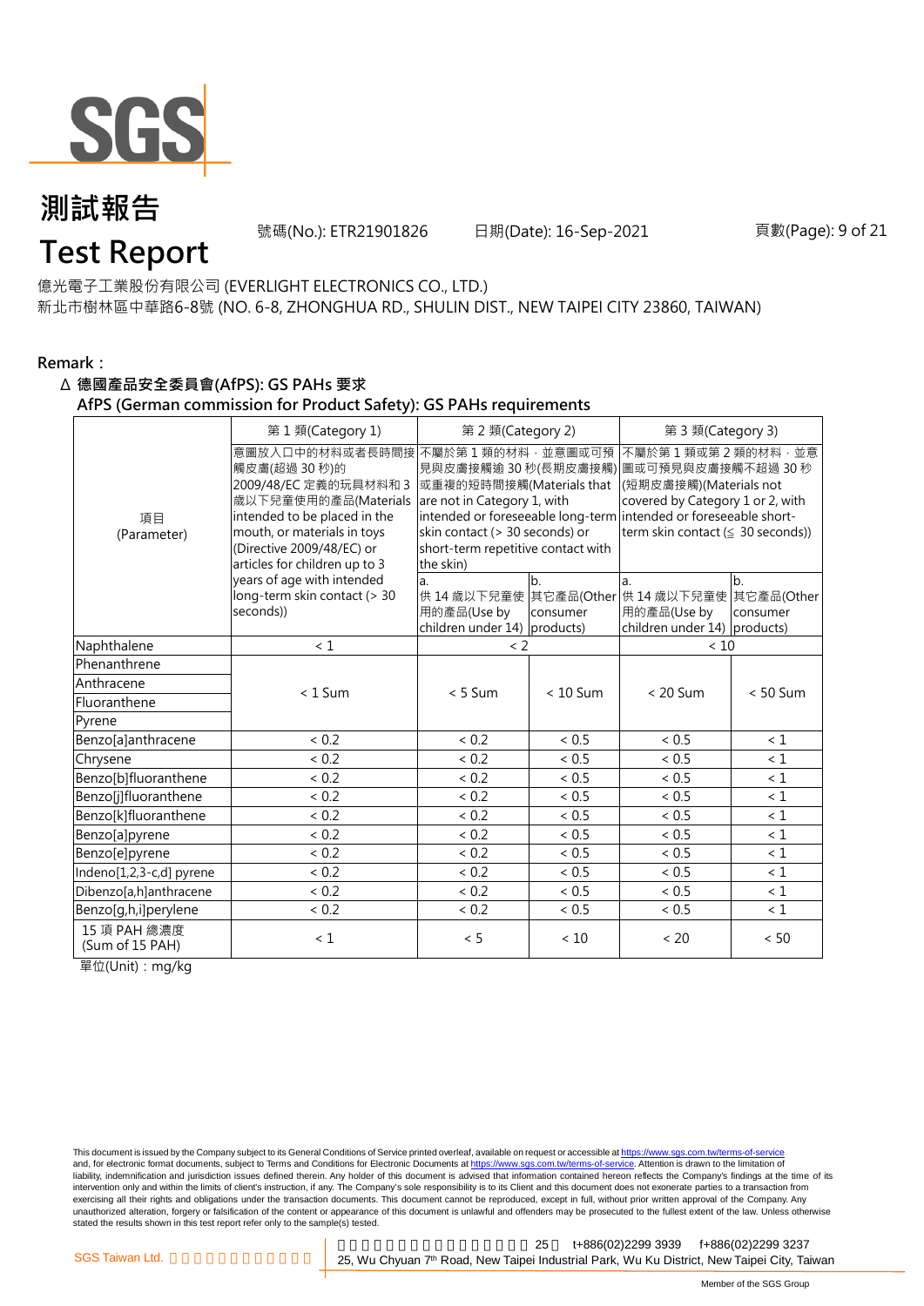# 測試報告
# Test Report

號碼(No.): ETR21901826　　日期(Date): 16-Sep-2021

億光電子工業股份有限公司 (EVERLIGHT ELECTRONICS CO., LTD.)
新北市樹林區中華路6-8號 (NO. 6-8, ZHONGHUA RD., SHULIN DIST., NEW TAIPEI CITY 23860, TAIWAN)

**Remark：**

**Δ 德國產品安全委員會(AfPS): GS PAHs 要求**
**AfPS (German commission for Product Safety): GS PAHs requirements**

| 項目 (Parameter) | 第 1 類(Category 1) | 第 2 類(Category 2) | | 第 3 類(Category 3) | |
|---|---|---|---|---|---|
| | 意圖放入口中的材料或者長時間接觸皮膚(超過 30 秒)的 2009/48/EC 定義的玩具材料和 3 歲以下兒童使用的產品(Materials intended to be placed in the mouth, or materials in toys (Directive 2009/48/EC) or articles for children up to 3 years of age with intended long-term skin contact (> 30 seconds)) | 不屬於第 1 類的材料，並意圖或可預見與皮膚接觸逾 30 秒(長期皮膚接觸)或重複的短時間接觸(Materials that are not in Category 1, with intended or foreseeable long-term skin contact (> 30 seconds) or short-term repetitive contact with the skin) | | 不屬於第 1 類或第 2 類的材料，並意圖或可預見與皮膚接觸不超過 30 秒(短期皮膚接觸)(Materials not covered by Category 1 or 2, with intended or foreseeable short-term skin contact (≤ 30 seconds)) | |
| | | a. 供 14 歲以下兒童使用的產品(Use by children under 14) | b. 其它產品(Other consumer products) | a. 供 14 歲以下兒童使用的產品(Use by children under 14) | b. 其它產品(Other consumer products) |
| Naphthalene | < 1 | < 2 | | < 10 | |
| Phenanthrene | < 1 Sum | < 5 Sum | < 10 Sum | < 20 Sum | < 50 Sum |
| Anthracene | | | | | |
| Fluoranthene | | | | | |
| Pyrene | | | | | |
| Benzo[a]anthracene | < 0.2 | < 0.2 | < 0.5 | < 0.5 | < 1 |
| Chrysene | < 0.2 | < 0.2 | < 0.5 | < 0.5 | < 1 |
| Benzo[b]fluoranthene | < 0.2 | < 0.2 | < 0.5 | < 0.5 | < 1 |
| Benzo[j]fluoranthene | < 0.2 | < 0.2 | < 0.5 | < 0.5 | < 1 |
| Benzo[k]fluoranthene | < 0.2 | < 0.2 | < 0.5 | < 0.5 | < 1 |
| Benzo[a]pyrene | < 0.2 | < 0.2 | < 0.5 | < 0.5 | < 1 |
| Benzo[e]pyrene | < 0.2 | < 0.2 | < 0.5 | < 0.5 | < 1 |
| Indeno[1,2,3-c,d] pyrene | < 0.2 | < 0.2 | < 0.5 | < 0.5 | < 1 |
| Dibenzo[a,h]anthracene | < 0.2 | < 0.2 | < 0.5 | < 0.5 | < 1 |
| Benzo[g,h,i]perylene | < 0.2 | < 0.2 | < 0.5 | < 0.5 | < 1 |
| 15 項 PAH 總濃度 (Sum of 15 PAH) | < 1 | < 5 | < 10 | < 20 | < 50 |

單位(Unit)：mg/kg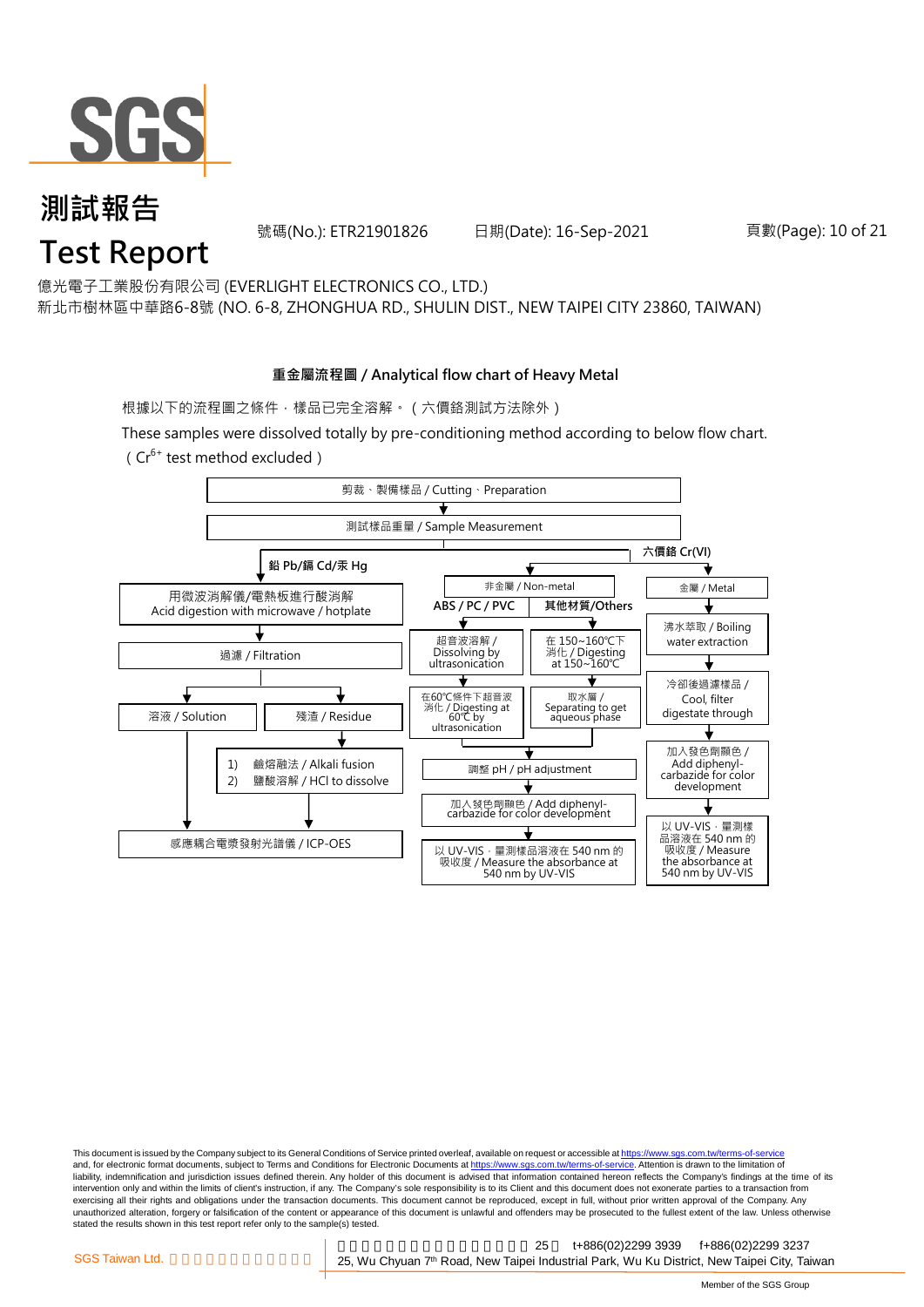# 測試報告
# Test Report

號碼(No.): ETR21901826　　日期(Date): 16-Sep-2021

億光電子工業股份有限公司 (EVERLIGHT ELECTRONICS CO., LTD.)
新北市樹林區中華路6-8號 (NO. 6-8, ZHONGHUA RD., SHULIN DIST., NEW TAIPEI CITY 23860, TAIWAN)

## 重金屬流程圖 / Analytical flow chart of Heavy Metal

根據以下的流程圖之條件，樣品已完全溶解。（六價鉻測試方法除外）

These samples were dissolved totally by pre-conditioning method according to below flow chart.
（$Cr^{6+}$ test method excluded）

剪裁、製備樣品 / Cutting、Preparation
↓
測試樣品重量 / Sample Measurement

**鉛 Pb/鎘 Cd/汞 Hg**

- 用微波消解儀/電熱板進行酸消解 / Acid digestion with microwave / hotplate
- ↓ 過濾 / Filtration
- ↓ 溶液 / Solution → 感應耦合電漿發射光譜儀 / ICP-OES
- ↓ 殘渣 / Residue
  - 1) 鹼熔融法 / Alkali fusion
  - 2) 鹽酸溶解 / HCl to dissolve
  - ↓ 感應耦合電漿發射光譜儀 / ICP-OES

**六價鉻 Cr(VI)**

非金屬 / Non-metal

- **ABS / PC / PVC**
  - 超音波溶解 / Dissolving by ultrasonication
  - ↓ 在60℃條件下超音波消化 / Digesting at 60℃ by ultrasonication
- **其他材質/Others**
  - 在 150~160℃下消化 / Digesting at 150~160℃
  - ↓ 取水層 / Separating to get aqueous phase
- ↓ 調整 pH / pH adjustment
- ↓ 加入發色劑顯色 / Add diphenyl-carbazide for color development
- ↓ 以 UV-VIS，量測樣品溶液在 540 nm 的吸收度 / Measure the absorbance at 540 nm by UV-VIS

金屬 / Metal

- 沸水萃取 / Boiling water extraction
- ↓ 冷卻後過濾樣品 / Cool, filter digestate through
- ↓ 加入發色劑顯色 / Add diphenyl-carbazide for color development
- ↓ 以 UV-VIS，量測樣品溶液在 540 nm 的吸收度 / Measure the absorbance at 540 nm by UV-VIS

This document is issued by the Company subject to its General Conditions of Service printed overleaf, available on request or accessible at https://www.sgs.com.tw/terms-of-service and, for electronic format documents, subject to Terms and Conditions for Electronic Documents at https://www.sgs.com.tw/terms-of-service. Attention is drawn to the limitation of liability, indemnification and jurisdiction issues defined therein. Any holder of this document is advised that information contained hereon reflects the Company's findings at the time of its intervention only and within the limits of client's instruction, if any. The Company's sole responsibility is to its Client and this document does not exonerate parties to a transaction from exercising all their rights and obligations under the transaction documents. This document cannot be reproduced, except in full, without prior written approval of the Company. Any unauthorized alteration, forgery or falsification of the content or appearance of this document is unlawful and offenders may be prosecuted to the fullest extent of the law. Unless otherwise stated the results shown in this test report refer only to the sample(s) tested.

SGS Taiwan Ltd. 25, Wu Chyuan 7th Road, New Taipei Industrial Park, Wu Ku District, New Taipei City, Taiwan t+886(02)2299 3939 f+886(02)2299 3237

Member of the SGS Group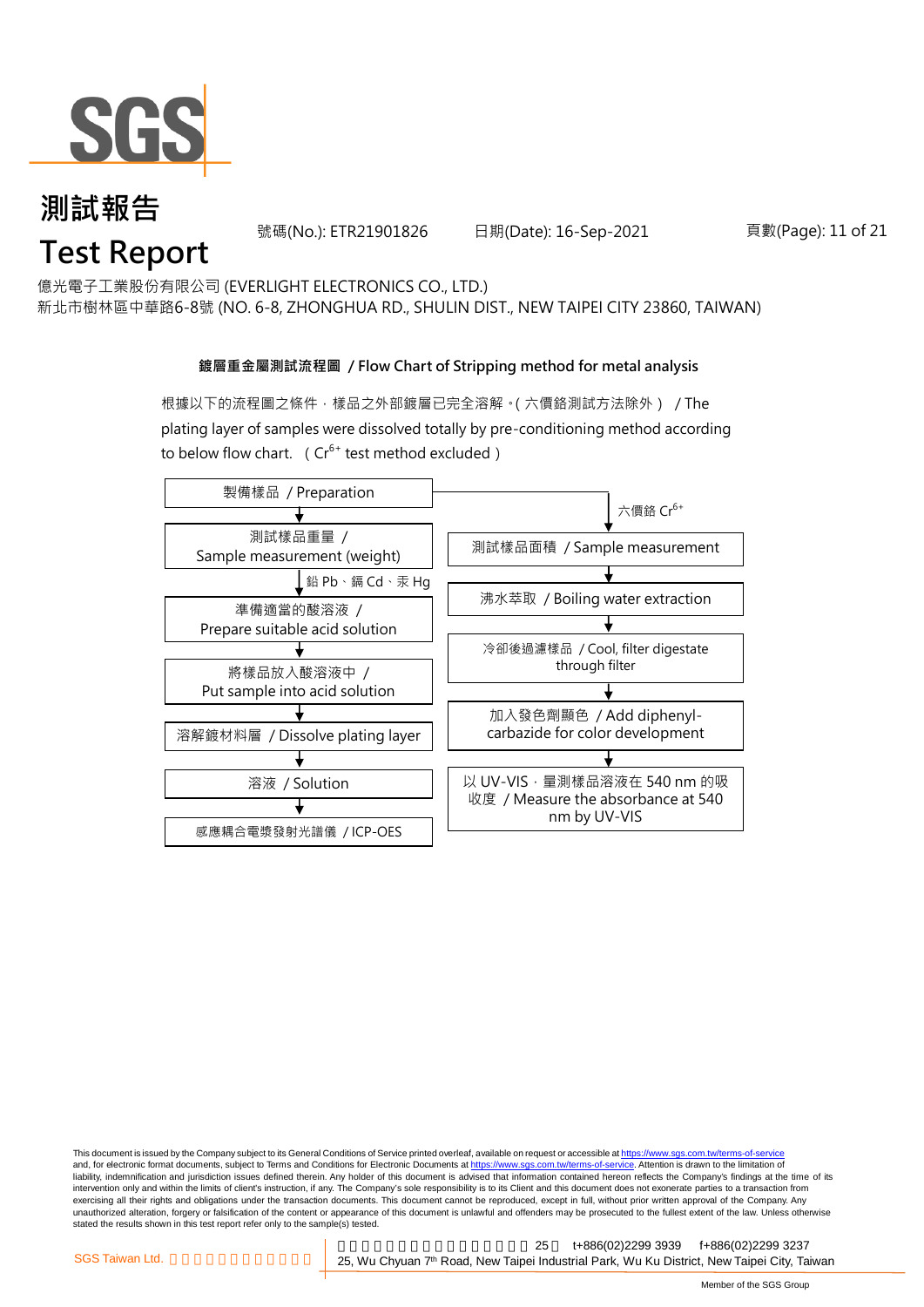# 測試報告

# Test Report

號碼(No.): ETR21901826　　日期(Date): 16-Sep-2021

億光電子工業股份有限公司 (EVERLIGHT ELECTRONICS CO., LTD.)
新北市樹林區中華路6-8號 (NO. 6-8, ZHONGHUA RD., SHULIN DIST., NEW TAIPEI CITY 23860, TAIWAN)

**鍍層重金屬測試流程圖 / Flow Chart of Stripping method for metal analysis**

根據以下的流程圖之條件，樣品之外部鍍層已完全溶解。( 六價鉻測試方法除外 ) / The plating layer of samples were dissolved totally by pre-conditioning method according to below flow chart. ( $Cr^{6+}$ test method excluded )

製備樣品 / Preparation

- 鉛 Pb、鎘 Cd、汞 Hg:
  1. 測試樣品重量 / Sample measurement (weight)
  2. 準備適當的酸溶液 / Prepare suitable acid solution
  3. 將樣品放入酸溶液中 / Put sample into acid solution
  4. 溶解鍍材料層 / Dissolve plating layer
  5. 溶液 / Solution
  6. 感應耦合電漿發射光譜儀 / ICP-OES

- 六價鉻 $Cr^{6+}$:
  1. 測試樣品面積 / Sample measurement
  2. 沸水萃取 / Boiling water extraction
  3. 冷卻後過濾樣品 / Cool, filter digestate through filter
  4. 加入發色劑顯色 / Add diphenyl-carbazide for color development
  5. 以 UV-VIS，量測樣品溶液在 540 nm 的吸收度 / Measure the absorbance at 540 nm by UV-VIS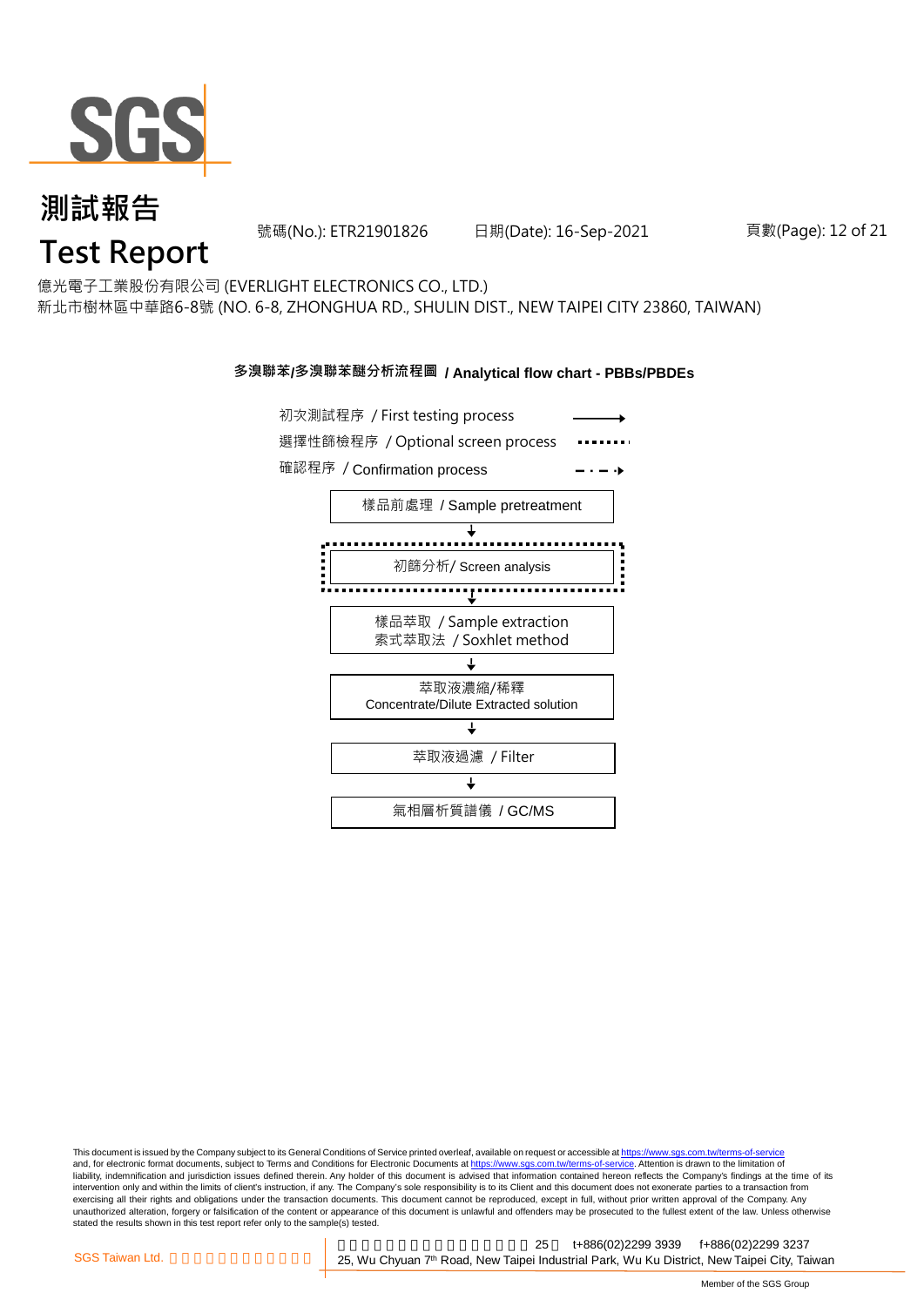# 測試報告
# Test Report

號碼(No.): ETR21901826 日期(Date): 16-Sep-2021

億光電子工業股份有限公司 (EVERLIGHT ELECTRONICS CO., LTD.)
新北市樹林區中華路6-8號 (NO. 6-8, ZHONGHUA RD., SHULIN DIST., NEW TAIPEI CITY 23860, TAIWAN)

## 多溴聯苯/多溴聯苯醚分析流程圖 / Analytical flow chart - PBBs/PBDEs

初次測試程序 / First testing process →
選擇性篩檢程序 / Optional screen process ········
確認程序 / Confirmation process – · – ·→

樣品前處理 / Sample pretreatment
↓
初篩分析/ Screen analysis
↓
樣品萃取 / Sample extraction
索式萃取法 / Soxhlet method
↓
萃取液濃縮/稀釋
Concentrate/Dilute Extracted solution
↓
萃取液過濾 / Filter
↓
氣相層析質譜儀 / GC/MS

This document is issued by the Company subject to its General Conditions of Service printed overleaf, available on request or accessible at https://www.sgs.com.tw/terms-of-service and, for electronic format documents, subject to Terms and Conditions for Electronic Documents at https://www.sgs.com.tw/terms-of-service. Attention is drawn to the limitation of liability, indemnification and jurisdiction issues defined therein. Any holder of this document is advised that information contained hereon reflects the Company's findings at the time of its intervention only and within the limits of client's instruction, if any. The Company's sole responsibility is to its Client and this document does not exonerate parties to a transaction from exercising all their rights and obligations under the transaction documents. This document cannot be reproduced, except in full, without prior written approval of the Company. Any unauthorized alteration, forgery or falsification of the content or appearance of this document is unlawful and offenders may be prosecuted to the fullest extent of the law. Unless otherwise stated the results shown in this test report refer only to the sample(s) tested.

SGS Taiwan Ltd. 25 t+886(02)2299 3939 f+886(02)2299 3237
25, Wu Chyuan 7th Road, New Taipei Industrial Park, Wu Ku District, New Taipei City, Taiwan

Member of the SGS Group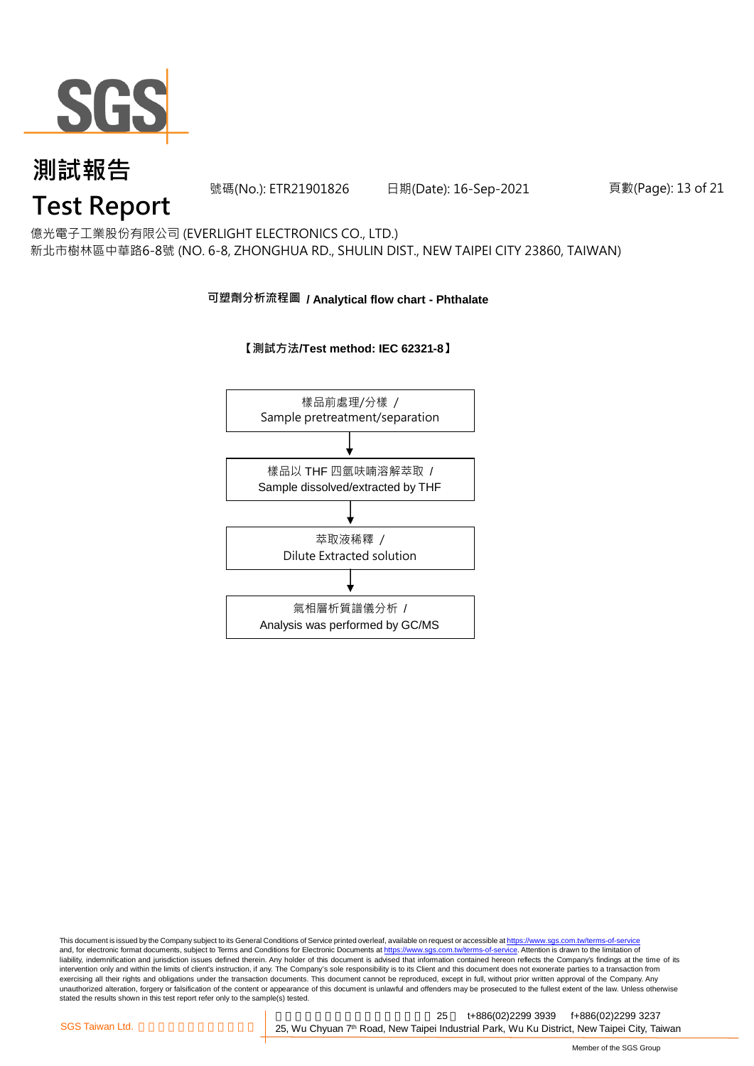# 測試報告
# Test Report

號碼(No.): ETR21901826 日期(Date): 16-Sep-2021

億光電子工業股份有限公司 (EVERLIGHT ELECTRONICS CO., LTD.)
新北市樹林區中華路6-8號 (NO. 6-8, ZHONGHUA RD., SHULIN DIST., NEW TAIPEI CITY 23860, TAIWAN)

**可塑劑分析流程圖 / Analytical flow chart - Phthalate**

**【測試方法/Test method: IEC 62321-8】**

樣品前處理/分樣 /
Sample pretreatment/separation

↓

樣品以 THF 四氫呋喃溶解萃取 /
Sample dissolved/extracted by THF

↓

萃取液稀釋 /
Dilute Extracted solution

↓

氣相層析質譜儀分析 /
Analysis was performed by GC/MS

This document is issued by the Company subject to its General Conditions of Service printed overleaf, available on request or accessible at https://www.sgs.com.tw/terms-of-service and, for electronic format documents, subject to Terms and Conditions for Electronic Documents at https://www.sgs.com.tw/terms-of-service. Attention is drawn to the limitation of liability, indemnification and jurisdiction issues defined therein. Any holder of this document is advised that information contained hereon reflects the Company's findings at the time of its intervention only and within the limits of client's instruction, if any. The Company's sole responsibility is to its Client and this document does not exonerate parties to a transaction from exercising all their rights and obligations under the transaction documents. This document cannot be reproduced, except in full, without prior written approval of the Company. Any unauthorized alteration, forgery or falsification of the content or appearance of this document is unlawful and offenders may be prosecuted to the fullest extent of the law. Unless otherwise stated the results shown in this test report refer only to the sample(s) tested.

SGS Taiwan Ltd. 25 t+886(02)2299 3939 f+886(02)2299 3237
25, Wu Chyuan 7th Road, New Taipei Industrial Park, Wu Ku District, New Taipei City, Taiwan

Member of the SGS Group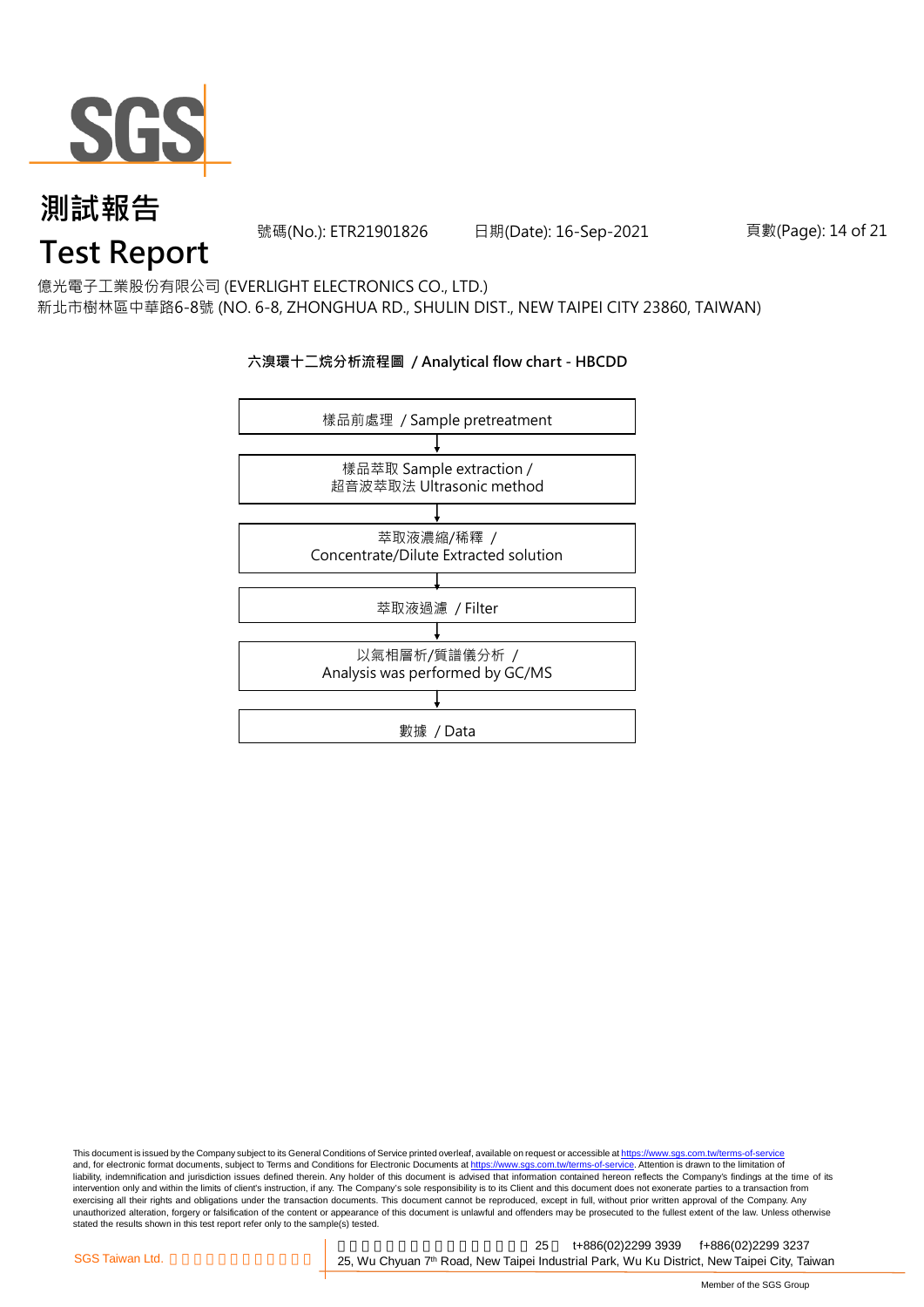# 測試報告

# Test Report

號碼(No.): ETR21901826　　日期(Date): 16-Sep-2021

億光電子工業股份有限公司 (EVERLIGHT ELECTRONICS CO., LTD.)
新北市樹林區中華路6-8號 (NO. 6-8, ZHONGHUA RD., SHULIN DIST., NEW TAIPEI CITY 23860, TAIWAN)

**六溴環十二烷分析流程圖 / Analytical flow chart - HBCDD**

樣品前處理 / Sample pretreatment

↓

樣品萃取 Sample extraction /
超音波萃取法 Ultrasonic method

↓

萃取液濃縮/稀釋 /
Concentrate/Dilute Extracted solution

↓

萃取液過濾 / Filter

↓

以氣相層析/質譜儀分析 /
Analysis was performed by GC/MS

↓

數據 / Data

This document is issued by the Company subject to its General Conditions of Service printed overleaf, available on request or accessible at https://www.sgs.com.tw/terms-of-service and, for electronic format documents, subject to Terms and Conditions for Electronic Documents at https://www.sgs.com.tw/terms-of-service. Attention is drawn to the limitation of liability, indemnification and jurisdiction issues defined therein. Any holder of this document is advised that information contained hereon reflects the Company's findings at the time of its intervention only and within the limits of client's instruction, if any. The Company's sole responsibility is to its Client and this document does not exonerate parties to a transaction from exercising all their rights and obligations under the transaction documents. This document cannot be reproduced, except in full, without prior written approval of the Company. Any unauthorized alteration, forgery or falsification of the content or appearance of this document is unlawful and offenders may be prosecuted to the fullest extent of the law. Unless otherwise stated the results shown in this test report refer only to the sample(s) tested.

SGS Taiwan Ltd.　25, Wu Chyuan 7th Road, New Taipei Industrial Park, Wu Ku District, New Taipei City, Taiwan　t+886(02)2299 3939　f+886(02)2299 3237

Member of the SGS Group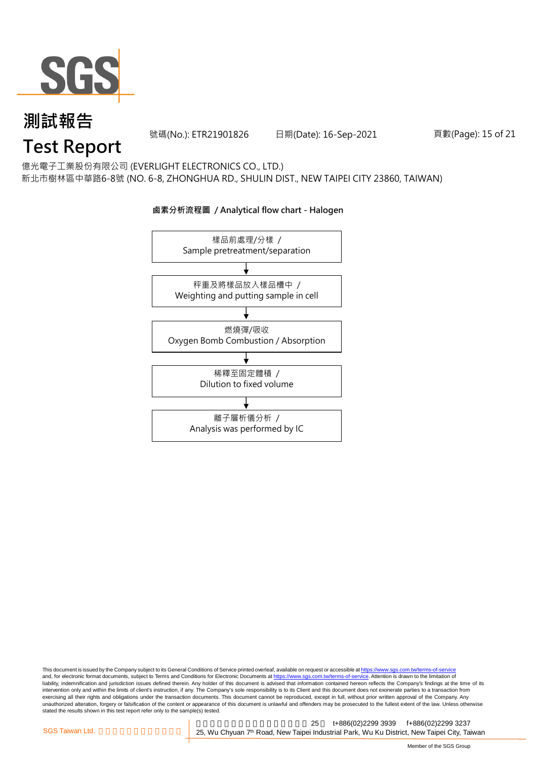# 測試報告
# Test Report

號碼(No.): ETR21901826　　日期(Date): 16-Sep-2021

億光電子工業股份有限公司 (EVERLIGHT ELECTRONICS CO., LTD.)
新北市樹林區中華路6-8號 (NO. 6-8, ZHONGHUA RD., SHULIN DIST., NEW TAIPEI CITY 23860, TAIWAN)

**鹵素分析流程圖 / Analytical flow chart - Halogen**

樣品前處理/分樣 / Sample pretreatment/separation

↓

秤重及將樣品放入樣品槽中 / Weighting and putting sample in cell

↓

燃燒彈/吸收 / Oxygen Bomb Combustion / Absorption

↓

稀釋至固定體積 / Dilution to fixed volume

↓

離子層析儀分析 / Analysis was performed by IC

This document is issued by the Company subject to its General Conditions of Service printed overleaf, available on request or accessible at https://www.sgs.com.tw/terms-of-service and, for electronic format documents, subject to Terms and Conditions for Electronic Documents at https://www.sgs.com.tw/terms-of-service. Attention is drawn to the limitation of liability, indemnification and jurisdiction issues defined therein. Any holder of this document is advised that information contained hereon reflects the Company's findings at the time of its intervention only and within the limits of client's instruction, if any. The Company's sole responsibility is to its Client and this document does not exonerate parties to a transaction from exercising all their rights and obligations under the transaction documents. This document cannot be reproduced, except in full, without prior written approval of the Company. Any unauthorized alteration, forgery or falsification of the content or appearance of this document is unlawful and offenders may be prosecuted to the fullest extent of the law. Unless otherwise stated the results shown in this test report refer only to the sample(s) tested.

SGS Taiwan Ltd. | 25, Wu Chyuan 7th Road, New Taipei Industrial Park, Wu Ku District, New Taipei City, Taiwan | t+886(02)2299 3939 | f+886(02)2299 3237

Member of the SGS Group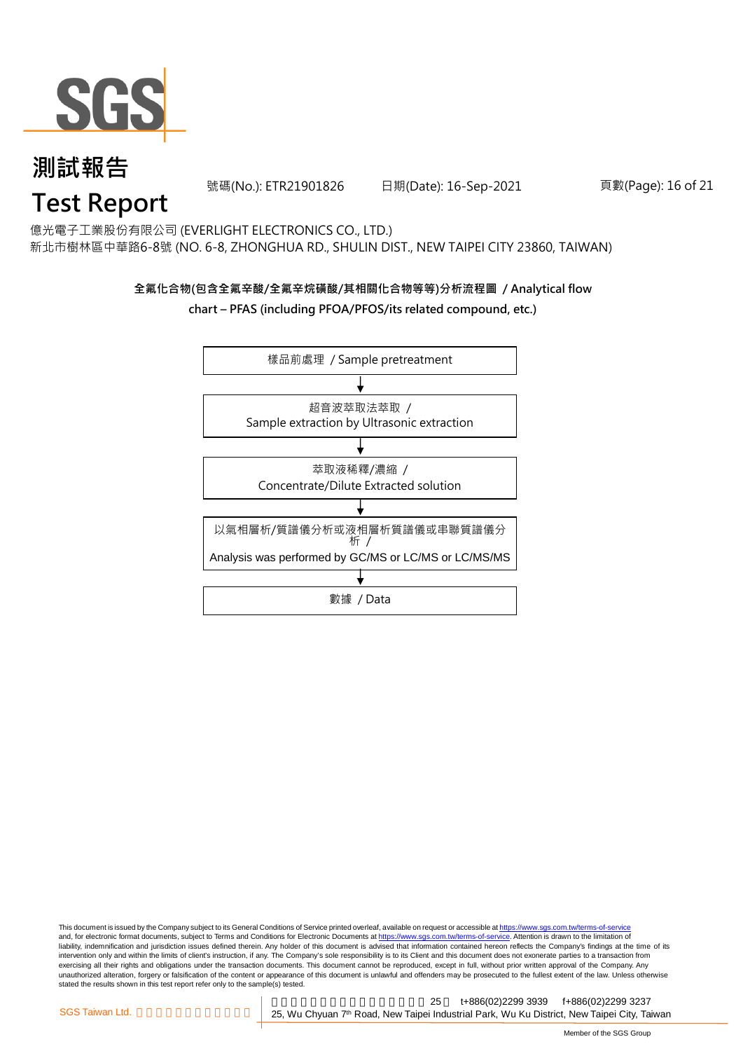# 測試報告

# Test Report

號碼(No.): ETR21901826　　日期(Date): 16-Sep-2021

億光電子工業股份有限公司 (EVERLIGHT ELECTRONICS CO., LTD.)
新北市樹林區中華路6-8號 (NO. 6-8, ZHONGHUA RD., SHULIN DIST., NEW TAIPEI CITY 23860, TAIWAN)

**全氟化合物(包含全氟辛酸/全氟辛烷磺酸/其相關化合物等等)分析流程圖 / Analytical flow chart – PFAS (including PFOA/PFOS/its related compound, etc.)**

樣品前處理 / Sample pretreatment

↓

超音波萃取法萃取 / Sample extraction by Ultrasonic extraction

↓

萃取液稀釋/濃縮 / Concentrate/Dilute Extracted solution

↓

以氣相層析/質譜儀分析或液相層析質譜儀或串聯質譜儀分析 / Analysis was performed by GC/MS or LC/MS or LC/MS/MS

↓

數據 / Data

This document is issued by the Company subject to its General Conditions of Service printed overleaf, available on request or accessible at https://www.sgs.com.tw/terms-of-service and, for electronic format documents, subject to Terms and Conditions for Electronic Documents at https://www.sgs.com.tw/terms-of-service. Attention is drawn to the limitation of liability, indemnification and jurisdiction issues defined therein. Any holder of this document is advised that information contained hereon reflects the Company's findings at the time of its intervention only and within the limits of client's instruction, if any. The Company's sole responsibility is to its Client and this document does not exonerate parties to a transaction from exercising all their rights and obligations under the transaction documents. This document cannot be reproduced, except in full, without prior written approval of the Company. Any unauthorized alteration, forgery or falsification of the content or appearance of this document is unlawful and offenders may be prosecuted to the fullest extent of the law. Unless otherwise stated the results shown in this test report refer only to the sample(s) tested.

SGS Taiwan Ltd. 台灣檢驗科技股份有限公司 | 新北市五股區新北產業園區五工七路 25 號 t+886(02)2299 3939 f+886(02)2299 3237
25, Wu Chyuan 7th Road, New Taipei Industrial Park, Wu Ku District, New Taipei City, Taiwan

Member of the SGS Group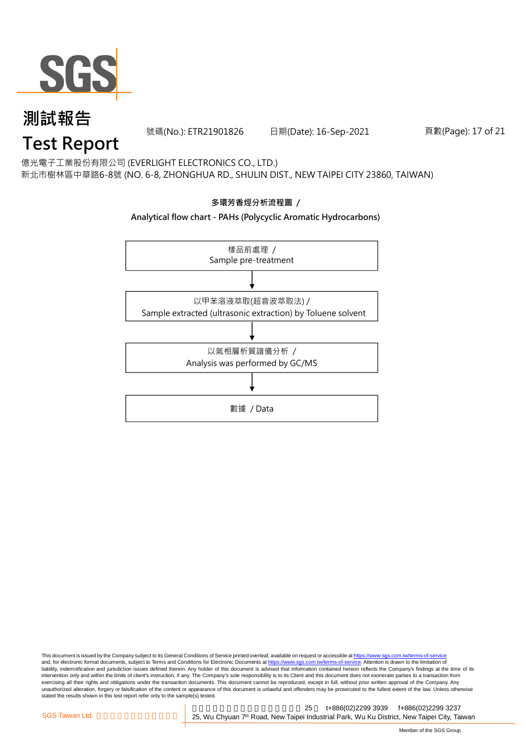# 測試報告

# Test Report

號碼(No.): ETR21901826 日期(Date): 16-Sep-2021

億光電子工業股份有限公司 (EVERLIGHT ELECTRONICS CO., LTD.)

新北市樹林區中華路6-8號 (NO. 6-8, ZHONGHUA RD., SHULIN DIST., NEW TAIPEI CITY 23860, TAIWAN)

**多環芳香烴分析流程圖 /**

**Analytical flow chart - PAHs (Polycyclic Aromatic Hydrocarbons)**

樣品前處理 /
Sample pre-treatment

↓

以甲苯溶液萃取(超音波萃取法) /
Sample extracted (ultrasonic extraction) by Toluene solvent

↓

以氣相層析質譜儀分析 /
Analysis was performed by GC/MS

↓

數據 / Data

This document is issued by the Company subject to its General Conditions of Service printed overleaf, available on request or accessible at https://www.sgs.com.tw/terms-of-service and, for electronic format documents, subject to Terms and Conditions for Electronic Documents at https://www.sgs.com.tw/terms-of-service. Attention is drawn to the limitation of liability, indemnification and jurisdiction issues defined therein. Any holder of this document is advised that information contained hereon reflects the Company's findings at the time of its intervention only and within the limits of client's instruction, if any. The Company's sole responsibility is to its Client and this document does not exonerate parties to a transaction from exercising all their rights and obligations under the transaction documents. This document cannot be reproduced, except in full, without prior written approval of the Company. Any unauthorized alteration, forgery or falsification of the content or appearance of this document is unlawful and offenders may be prosecuted to the fullest extent of the law. Unless otherwise stated the results shown in this test report refer only to the sample(s) tested.

SGS Taiwan Ltd. | 25, Wu Chyuan 7th Road, New Taipei Industrial Park, Wu Ku District, New Taipei City, Taiwan | t+886(02)2299 3939 f+886(02)2299 3237

Member of the SGS Group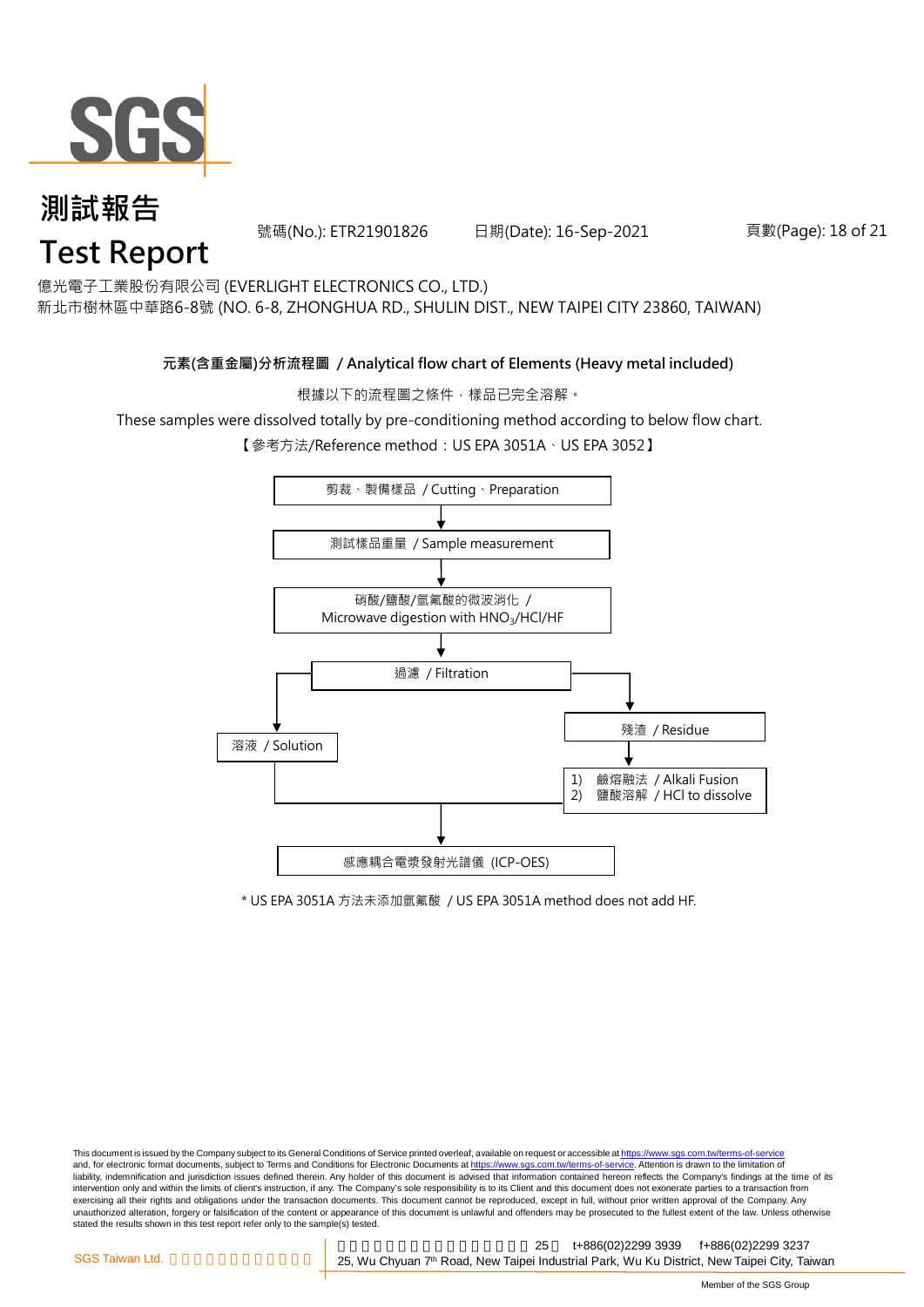# 測試報告

# Test Report

號碼(No.): ETR21901826 日期(Date): 16-Sep-2021

億光電子工業股份有限公司 (EVERLIGHT ELECTRONICS CO., LTD.)
新北市樹林區中華路6-8號 (NO. 6-8, ZHONGHUA RD., SHULIN DIST., NEW TAIPEI CITY 23860, TAIWAN)

## 元素(含重金屬)分析流程圖 / Analytical flow chart of Elements (Heavy metal included)

根據以下的流程圖之條件，樣品已完全溶解。

These samples were dissolved totally by pre-conditioning method according to below flow chart.

【參考方法/Reference method：US EPA 3051A、US EPA 3052】

剪裁、製備樣品 / Cutting、Preparation

↓

測試樣品重量 / Sample measurement

↓

硝酸/鹽酸/氫氟酸的微波消化 / Microwave digestion with $HNO_3$/HCl/HF

↓

過濾 / Filtration

→ 溶液 / Solution

→ 殘渣 / Residue → 1) 鹼熔融法 / Alkali Fusion 2) 鹽酸溶解 / HCl to dissolve

↓

感應耦合電漿發射光譜儀 (ICP-OES)

\* US EPA 3051A 方法未添加氫氟酸 / US EPA 3051A method does not add HF.

This document is issued by the Company subject to its General Conditions of Service printed overleaf, available on request or accessible at https://www.sgs.com.tw/terms-of-service and, for electronic format documents, subject to Terms and Conditions for Electronic Documents at https://www.sgs.com.tw/terms-of-service. Attention is drawn to the limitation of liability, indemnification and jurisdiction issues defined therein. Any holder of this document is advised that information contained hereon reflects the Company's findings at the time of its intervention only and within the limits of client's instruction, if any. The Company's sole responsibility is to its Client and this document does not exonerate parties to a transaction from exercising all their rights and obligations under the transaction documents. This document cannot be reproduced, except in full, without prior written approval of the Company. Any unauthorized alteration, forgery or falsification of the content or appearance of this document is unlawful and offenders may be prosecuted to the fullest extent of the law. Unless otherwise stated the results shown in this test report refer only to the sample(s) tested.

SGS Taiwan Ltd. t+886(02)2299 3939 f+886(02)2299 3237
25, Wu Chyuan 7th Road, New Taipei Industrial Park, Wu Ku District, New Taipei City, Taiwan

Member of the SGS Group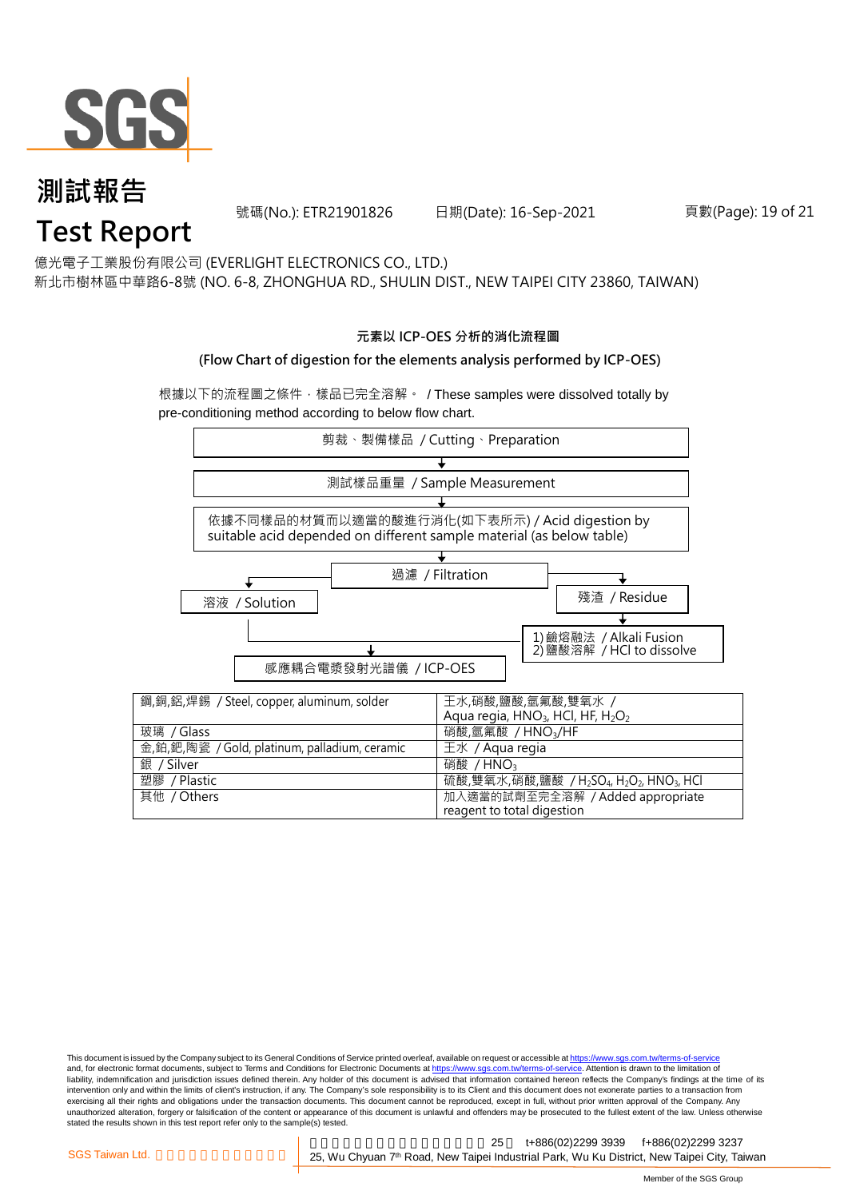# 測試報告
# Test Report

號碼(No.): ETR21901826 日期(Date): 16-Sep-2021

億光電子工業股份有限公司 (EVERLIGHT ELECTRONICS CO., LTD.)
新北市樹林區中華路6-8號 (NO. 6-8, ZHONGHUA RD., SHULIN DIST., NEW TAIPEI CITY 23860, TAIWAN)

**元素以 ICP-OES 分析的消化流程圖**

**(Flow Chart of digestion for the elements analysis performed by ICP-OES)**

根據以下的流程圖之條件，樣品已完全溶解。 / These samples were dissolved totally by pre-conditioning method according to below flow chart.

剪裁、製備樣品 / Cutting、Preparation
↓
測試樣品重量 / Sample Measurement
↓
依據不同樣品的材質而以適當的酸進行消化(如下表所示) / Acid digestion by suitable acid depended on different sample material (as below table)
↓
過濾 / Filtration
- 溶液 / Solution → 感應耦合電漿發射光譜儀 / ICP-OES
- 殘渣 / Residue → 1) 鹼熔融法 / Alkali Fusion 2) 鹽酸溶解 / HCl to dissolve → 感應耦合電漿發射光譜儀 / ICP-OES

| | |
|---|---|
| 鋼,銅,鋁,焊錫 / Steel, copper, aluminum, solder | 王水,硝酸,鹽酸,氫氟酸,雙氧水 / Aqua regia, $HNO_3$, HCl, HF, $H_2O_2$ |
| 玻璃 / Glass | 硝酸,氫氟酸 / $HNO_3$/HF |
| 金,鉑,鈀,陶瓷 / Gold, platinum, palladium, ceramic | 王水 / Aqua regia |
| 銀 / Silver | 硝酸 / $HNO_3$ |
| 塑膠 / Plastic | 硫酸,雙氧水,硝酸,鹽酸 / $H_2SO_4$, $H_2O_2$, $HNO_3$, HCl |
| 其他 / Others | 加入適當的試劑至完全溶解 / Added appropriate reagent to total digestion |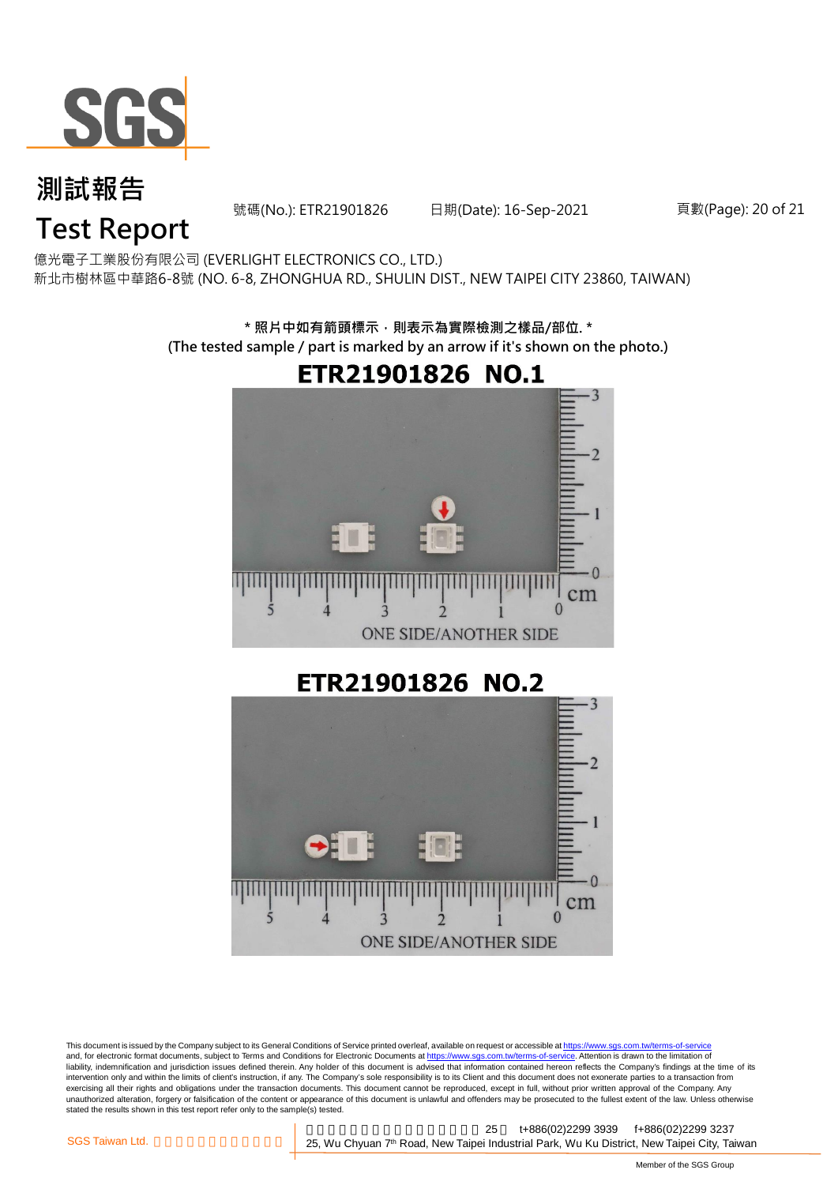# 測試報告
# Test Report

號碼(No.): ETR21901826 日期(Date): 16-Sep-2021

億光電子工業股份有限公司 (EVERLIGHT ELECTRONICS CO., LTD.)
新北市樹林區中華路6-8號 (NO. 6-8, ZHONGHUA RD., SHULIN DIST., NEW TAIPEI CITY 23860, TAIWAN)

**\* 照片中如有箭頭標示，則表示為實際檢測之樣品/部位. \***
**(The tested sample / part is marked by an arrow if it's shown on the photo.)**

## ETR21901826 NO.1

ONE SIDE/ANOTHER SIDE

## ETR21901826 NO.2

ONE SIDE/ANOTHER SIDE

This document is issued by the Company subject to its General Conditions of Service printed overleaf, available on request or accessible at https://www.sgs.com.tw/terms-of-service and, for electronic format documents, subject to Terms and Conditions for Electronic Documents at https://www.sgs.com.tw/terms-of-service. Attention is drawn to the limitation of liability, indemnification and jurisdiction issues defined therein. Any holder of this document is advised that information contained hereon reflects the Company's findings at the time of its intervention only and within the limits of client's instruction, if any. The Company's sole responsibility is to its Client and this document does not exonerate parties to a transaction from exercising all their rights and obligations under the transaction documents. This document cannot be reproduced, except in full, without prior written approval of the Company. Any unauthorized alteration, forgery or falsification of the content or appearance of this document is unlawful and offenders may be prosecuted to the fullest extent of the law. Unless otherwise stated the results shown in this test report refer only to the sample(s) tested.

SGS Taiwan Ltd. | 25, Wu Chyuan 7th Road, New Taipei Industrial Park, Wu Ku District, New Taipei City, Taiwan | t+886(02)2299 3939 | f+886(02)2299 3237

Member of the SGS Group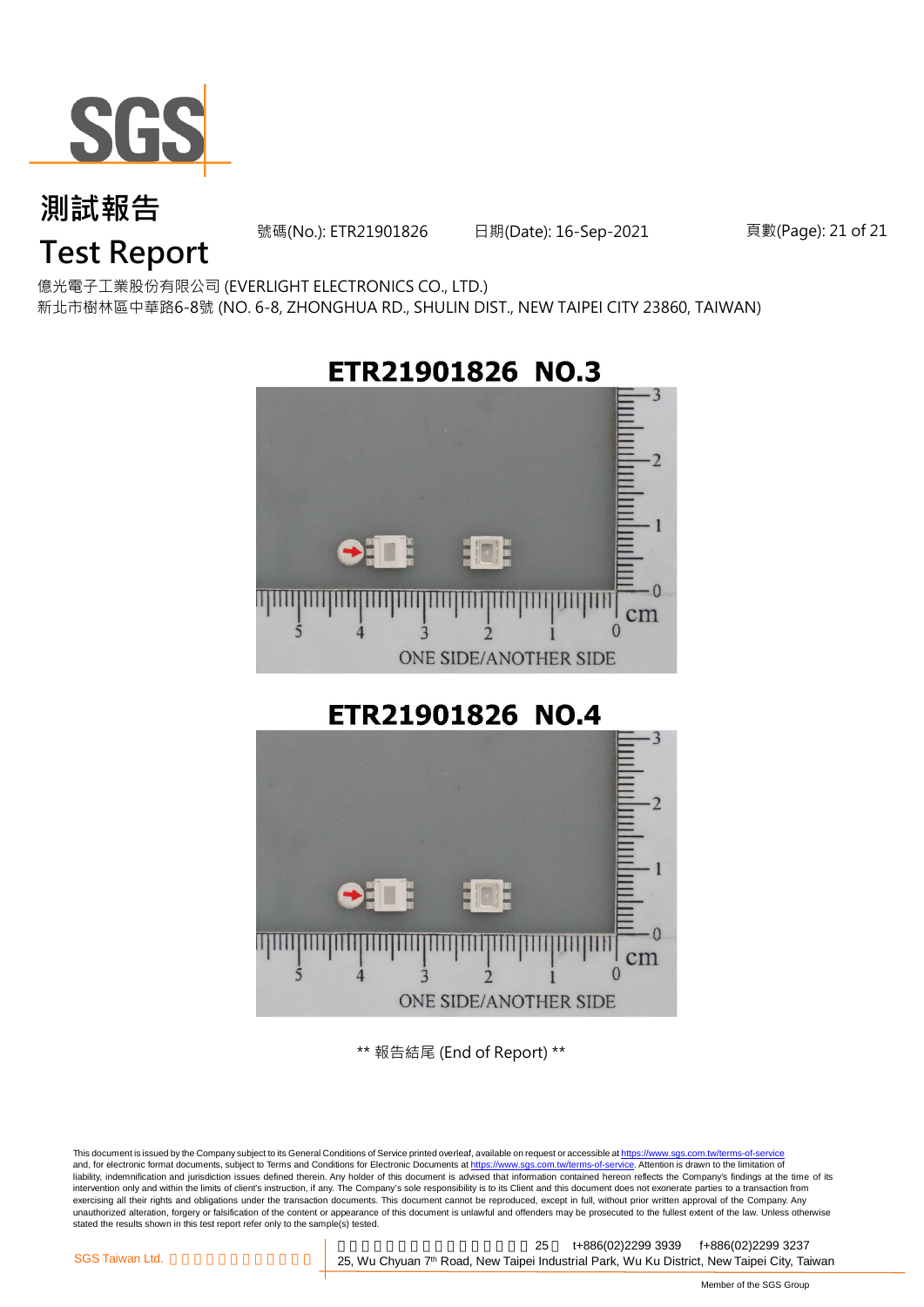# 測試報告

# Test Report

號碼(No.): ETR21901826　　日期(Date): 16-Sep-2021

億光電子工業股份有限公司 (EVERLIGHT ELECTRONICS CO., LTD.)
新北市樹林區中華路6-8號 (NO. 6-8, ZHONGHUA RD., SHULIN DIST., NEW TAIPEI CITY 23860, TAIWAN)

ETR21901826 NO.3

3
2
1
0
cm
5 4 3 2 1 0
ONE SIDE/ANOTHER SIDE

ETR21901826 NO.4

3
2
1
0
cm
5 4 3 2 1 0
ONE SIDE/ANOTHER SIDE

** 報告結尾 (End of Report) **

This document is issued by the Company subject to its General Conditions of Service printed overleaf, available on request or accessible at https://www.sgs.com.tw/terms-of-service and, for electronic format documents, subject to Terms and Conditions for Electronic Documents at https://www.sgs.com.tw/terms-of-service. Attention is drawn to the limitation of liability, indemnification and jurisdiction issues defined therein. Any holder of this document is advised that information contained hereon reflects the Company's findings at the time of its intervention only and within the limits of client's instruction, if any. The Company's sole responsibility is to its Client and this document does not exonerate parties to a transaction from exercising all their rights and obligations under the transaction documents. This document cannot be reproduced, except in full, without prior written approval of the Company. Any unauthorized alteration, forgery or falsification of the content or appearance of this document is unlawful and offenders may be prosecuted to the fullest extent of the law. Unless otherwise stated the results shown in this test report refer only to the sample(s) tested.

SGS Taiwan Ltd.　t+886(02)2299 3939　f+886(02)2299 3237
25, Wu Chyuan 7th Road, New Taipei Industrial Park, Wu Ku District, New Taipei City, Taiwan

Member of the SGS Group